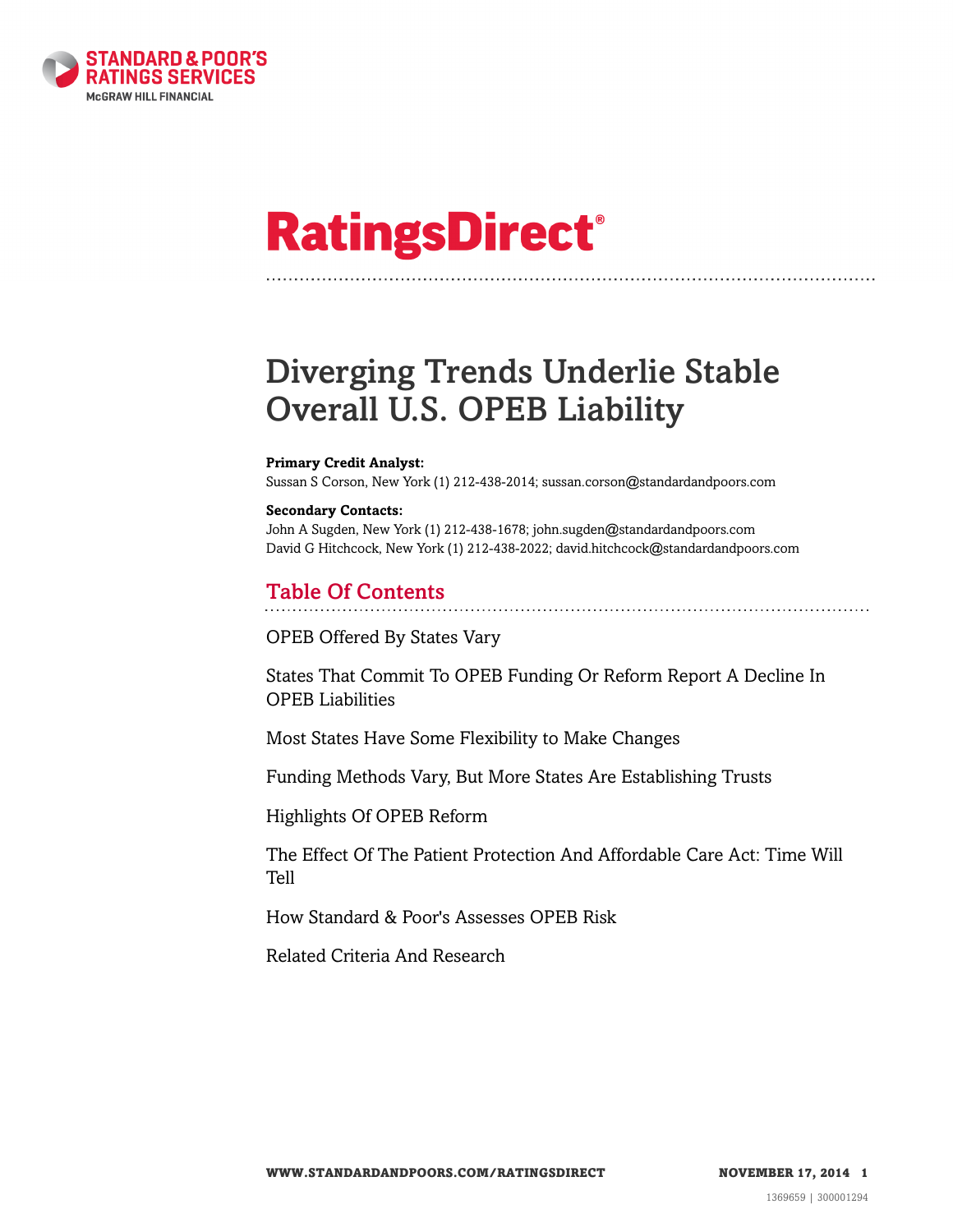STANDARD & POOR'S RATINGS SERVICES

McGRAW HILL FINANCIAL

# RatingsDirect®

# Diverging Trends Underlie Stable Overall U.S. OPEB Liability

**Primary Credit Analyst:**
Sussan S Corson, New York (1) 212-438-2014; sussan.corson@standardandpoors.com

**Secondary Contacts:**
John A Sugden, New York (1) 212-438-1678; john.sugden@standardandpoors.com
David G Hitchcock, New York (1) 212-438-2022; david.hitchcock@standardandpoors.com

## Table Of Contents

OPEB Offered By States Vary

States That Commit To OPEB Funding Or Reform Report A Decline In OPEB Liabilities

Most States Have Some Flexibility to Make Changes

Funding Methods Vary, But More States Are Establishing Trusts

Highlights Of OPEB Reform

The Effect Of The Patient Protection And Affordable Care Act: Time Will Tell

How Standard & Poor's Assesses OPEB Risk

Related Criteria And Research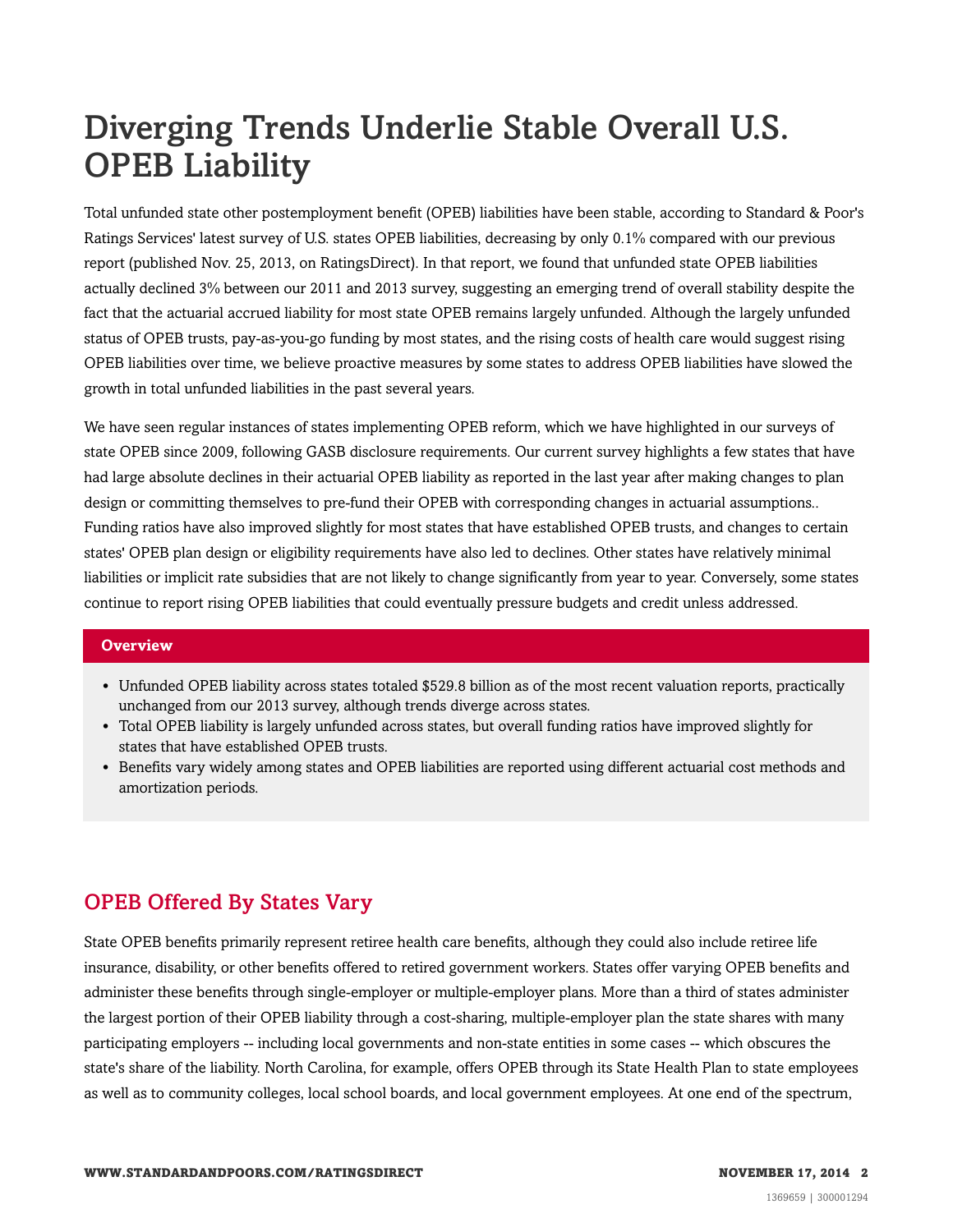# Diverging Trends Underlie Stable Overall U.S. OPEB Liability

Total unfunded state other postemployment benefit (OPEB) liabilities have been stable, according to Standard & Poor's Ratings Services' latest survey of U.S. states OPEB liabilities, decreasing by only 0.1% compared with our previous report (published Nov. 25, 2013, on RatingsDirect). In that report, we found that unfunded state OPEB liabilities actually declined 3% between our 2011 and 2013 survey, suggesting an emerging trend of overall stability despite the fact that the actuarial accrued liability for most state OPEB remains largely unfunded. Although the largely unfunded status of OPEB trusts, pay-as-you-go funding by most states, and the rising costs of health care would suggest rising OPEB liabilities over time, we believe proactive measures by some states to address OPEB liabilities have slowed the growth in total unfunded liabilities in the past several years.

We have seen regular instances of states implementing OPEB reform, which we have highlighted in our surveys of state OPEB since 2009, following GASB disclosure requirements. Our current survey highlights a few states that have had large absolute declines in their actuarial OPEB liability as reported in the last year after making changes to plan design or committing themselves to pre-fund their OPEB with corresponding changes in actuarial assumptions.. Funding ratios have also improved slightly for most states that have established OPEB trusts, and changes to certain states' OPEB plan design or eligibility requirements have also led to declines. Other states have relatively minimal liabilities or implicit rate subsidies that are not likely to change significantly from year to year. Conversely, some states continue to report rising OPEB liabilities that could eventually pressure budgets and credit unless addressed.

**Overview**

- Unfunded OPEB liability across states totaled $529.8 billion as of the most recent valuation reports, practically unchanged from our 2013 survey, although trends diverge across states.
- Total OPEB liability is largely unfunded across states, but overall funding ratios have improved slightly for states that have established OPEB trusts.
- Benefits vary widely among states and OPEB liabilities are reported using different actuarial cost methods and amortization periods.

## OPEB Offered By States Vary

State OPEB benefits primarily represent retiree health care benefits, although they could also include retiree life insurance, disability, or other benefits offered to retired government workers. States offer varying OPEB benefits and administer these benefits through single-employer or multiple-employer plans. More than a third of states administer the largest portion of their OPEB liability through a cost-sharing, multiple-employer plan the state shares with many participating employers -- including local governments and non-state entities in some cases -- which obscures the state's share of the liability. North Carolina, for example, offers OPEB through its State Health Plan to state employees as well as to community colleges, local school boards, and local government employees. At one end of the spectrum,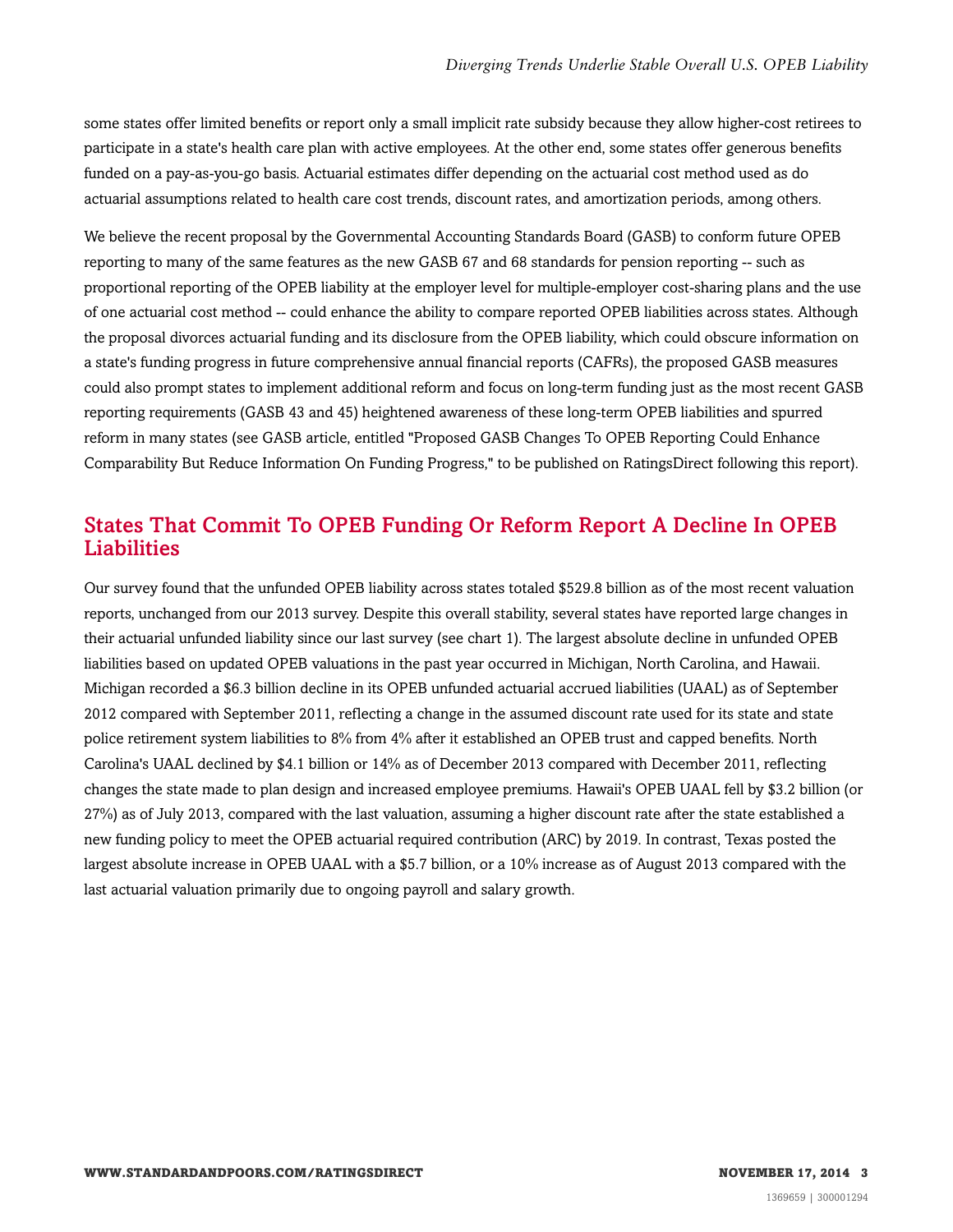some states offer limited benefits or report only a small implicit rate subsidy because they allow higher-cost retirees to participate in a state's health care plan with active employees. At the other end, some states offer generous benefits funded on a pay-as-you-go basis. Actuarial estimates differ depending on the actuarial cost method used as do actuarial assumptions related to health care cost trends, discount rates, and amortization periods, among others.

We believe the recent proposal by the Governmental Accounting Standards Board (GASB) to conform future OPEB reporting to many of the same features as the new GASB 67 and 68 standards for pension reporting -- such as proportional reporting of the OPEB liability at the employer level for multiple-employer cost-sharing plans and the use of one actuarial cost method -- could enhance the ability to compare reported OPEB liabilities across states. Although the proposal divorces actuarial funding and its disclosure from the OPEB liability, which could obscure information on a state's funding progress in future comprehensive annual financial reports (CAFRs), the proposed GASB measures could also prompt states to implement additional reform and focus on long-term funding just as the most recent GASB reporting requirements (GASB 43 and 45) heightened awareness of these long-term OPEB liabilities and spurred reform in many states (see GASB article, entitled "Proposed GASB Changes To OPEB Reporting Could Enhance Comparability But Reduce Information On Funding Progress," to be published on RatingsDirect following this report).

## States That Commit To OPEB Funding Or Reform Report A Decline In OPEB Liabilities

Our survey found that the unfunded OPEB liability across states totaled $529.8 billion as of the most recent valuation reports, unchanged from our 2013 survey. Despite this overall stability, several states have reported large changes in their actuarial unfunded liability since our last survey (see chart 1). The largest absolute decline in unfunded OPEB liabilities based on updated OPEB valuations in the past year occurred in Michigan, North Carolina, and Hawaii. Michigan recorded a $6.3 billion decline in its OPEB unfunded actuarial accrued liabilities (UAAL) as of September 2012 compared with September 2011, reflecting a change in the assumed discount rate used for its state and state police retirement system liabilities to 8% from 4% after it established an OPEB trust and capped benefits. North Carolina's UAAL declined by $4.1 billion or 14% as of December 2013 compared with December 2011, reflecting changes the state made to plan design and increased employee premiums. Hawaii's OPEB UAAL fell by $3.2 billion (or 27%) as of July 2013, compared with the last valuation, assuming a higher discount rate after the state established a new funding policy to meet the OPEB actuarial required contribution (ARC) by 2019. In contrast, Texas posted the largest absolute increase in OPEB UAAL with a $5.7 billion, or a 10% increase as of August 2013 compared with the last actuarial valuation primarily due to ongoing payroll and salary growth.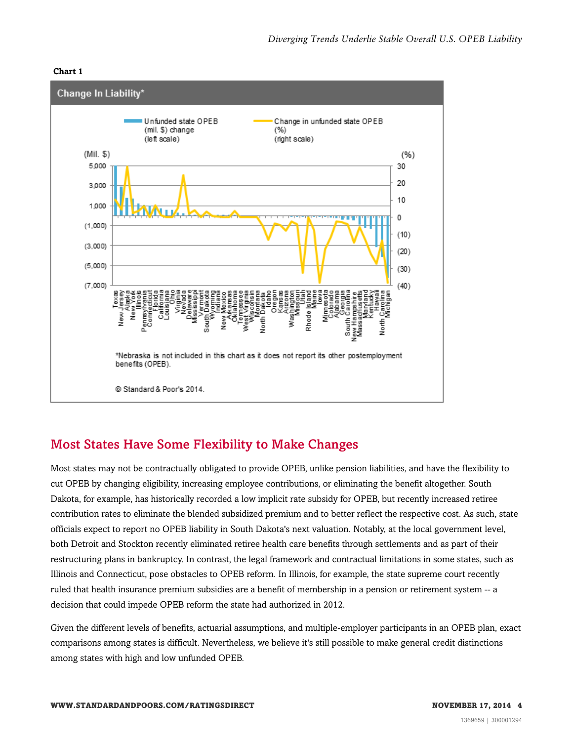**Chart 1**

Change In Liability*

*Nebraska is not included in this chart as it does not report its other postemployment benefits (OPEB).

© Standard & Poor's 2014.

## Most States Have Some Flexibility to Make Changes

Most states may not be contractually obligated to provide OPEB, unlike pension liabilities, and have the flexibility to cut OPEB by changing eligibility, increasing employee contributions, or eliminating the benefit altogether. South Dakota, for example, has historically recorded a low implicit rate subsidy for OPEB, but recently increased retiree contribution rates to eliminate the blended subsidized premium and to better reflect the respective cost. As such, state officials expect to report no OPEB liability in South Dakota's next valuation. Notably, at the local government level, both Detroit and Stockton recently eliminated retiree health care benefits through settlements and as part of their restructuring plans in bankruptcy. In contrast, the legal framework and contractual limitations in some states, such as Illinois and Connecticut, pose obstacles to OPEB reform. In Illinois, for example, the state supreme court recently ruled that health insurance premium subsidies are a benefit of membership in a pension or retirement system -- a decision that could impede OPEB reform the state had authorized in 2012.

Given the different levels of benefits, actuarial assumptions, and multiple-employer participants in an OPEB plan, exact comparisons among states is difficult. Nevertheless, we believe it's still possible to make general credit distinctions among states with high and low unfunded OPEB.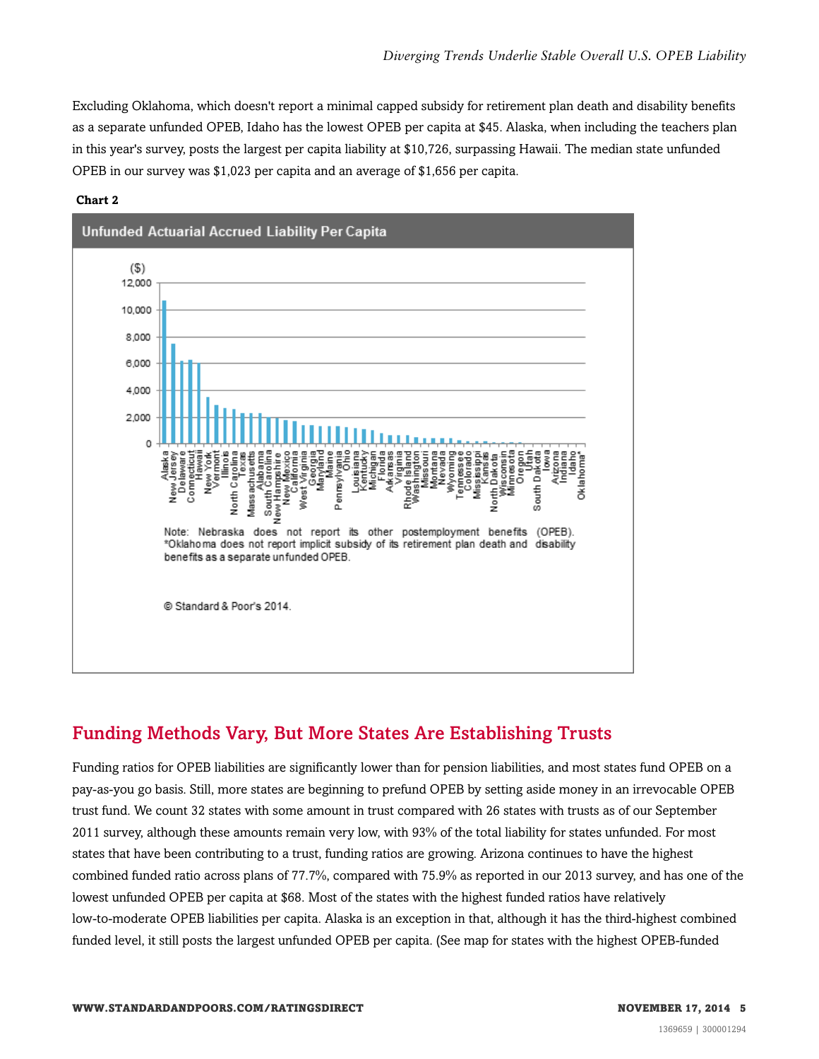Excluding Oklahoma, which doesn't report a minimal capped subsidy for retirement plan death and disability benefits as a separate unfunded OPEB, Idaho has the lowest OPEB per capita at $45. Alaska, when including the teachers plan in this year's survey, posts the largest per capita liability at $10,726, surpassing Hawaii. The median state unfunded OPEB in our survey was $1,023 per capita and an average of $1,656 per capita.

**Chart 2**

**Unfunded Actuarial Accrued Liability Per Capita**

Note: Nebraska does not report its other postemployment benefits (OPEB). *Oklahoma does not report implicit subsidy of its retirement plan death and disability benefits as a separate unfunded OPEB.

© Standard & Poor's 2014.

## Funding Methods Vary, But More States Are Establishing Trusts

Funding ratios for OPEB liabilities are significantly lower than for pension liabilities, and most states fund OPEB on a pay-as-you go basis. Still, more states are beginning to prefund OPEB by setting aside money in an irrevocable OPEB trust fund. We count 32 states with some amount in trust compared with 26 states with trusts as of our September 2011 survey, although these amounts remain very low, with 93% of the total liability for states unfunded. For most states that have been contributing to a trust, funding ratios are growing. Arizona continues to have the highest combined funded ratio across plans of 77.7%, compared with 75.9% as reported in our 2013 survey, and has one of the lowest unfunded OPEB per capita at $68. Most of the states with the highest funded ratios have relatively low-to-moderate OPEB liabilities per capita. Alaska is an exception in that, although it has the third-highest combined funded level, it still posts the largest unfunded OPEB per capita. (See map for states with the highest OPEB-funded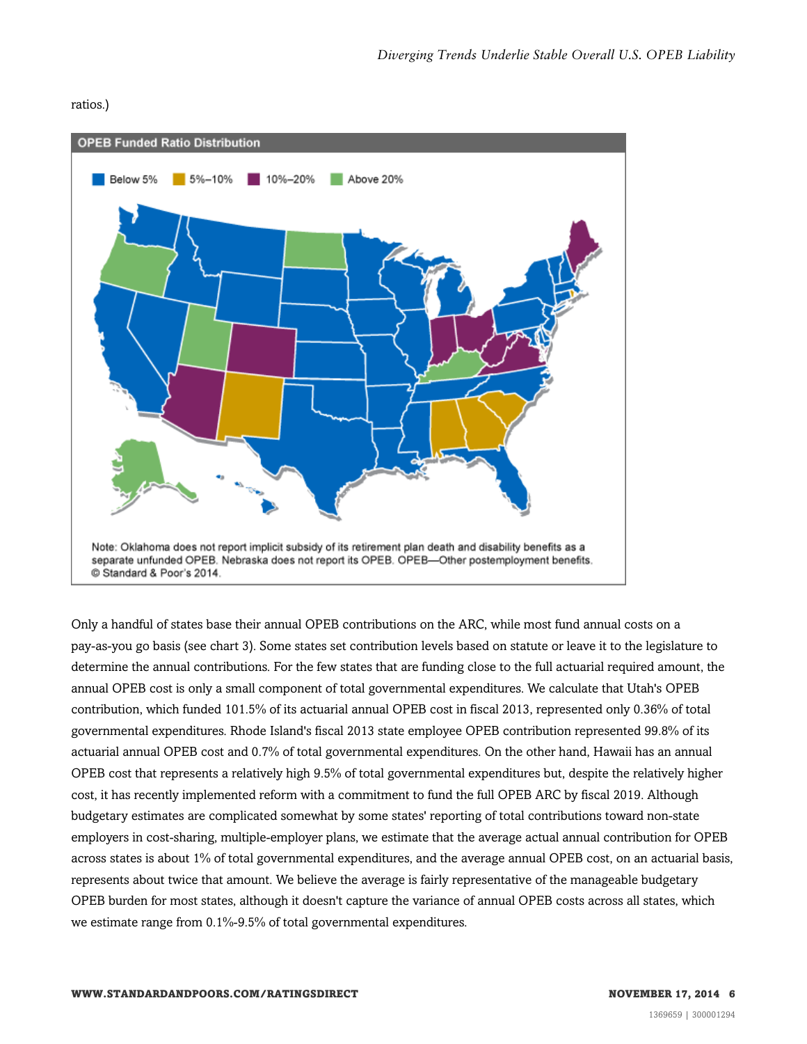ratios.)

**OPEB Funded Ratio Distribution**

Below 5% | 5%–10% | 10%–20% | Above 20%

Note: Oklahoma does not report implicit subsidy of its retirement plan death and disability benefits as a separate unfunded OPEB. Nebraska does not report its OPEB. OPEB—Other postemployment benefits.
© Standard & Poor's 2014.

Only a handful of states base their annual OPEB contributions on the ARC, while most fund annual costs on a pay-as-you go basis (see chart 3). Some states set contribution levels based on statute or leave it to the legislature to determine the annual contributions. For the few states that are funding close to the full actuarial required amount, the annual OPEB cost is only a small component of total governmental expenditures. We calculate that Utah's OPEB contribution, which funded 101.5% of its actuarial annual OPEB cost in fiscal 2013, represented only 0.36% of total governmental expenditures. Rhode Island's fiscal 2013 state employee OPEB contribution represented 99.8% of its actuarial annual OPEB cost and 0.7% of total governmental expenditures. On the other hand, Hawaii has an annual OPEB cost that represents a relatively high 9.5% of total governmental expenditures but, despite the relatively higher cost, it has recently implemented reform with a commitment to fund the full OPEB ARC by fiscal 2019. Although budgetary estimates are complicated somewhat by some states' reporting of total contributions toward non-state employers in cost-sharing, multiple-employer plans, we estimate that the average actual annual contribution for OPEB across states is about 1% of total governmental expenditures, and the average annual OPEB cost, on an actuarial basis, represents about twice that amount. We believe the average is fairly representative of the manageable budgetary OPEB burden for most states, although it doesn't capture the variance of annual OPEB costs across all states, which we estimate range from 0.1%-9.5% of total governmental expenditures.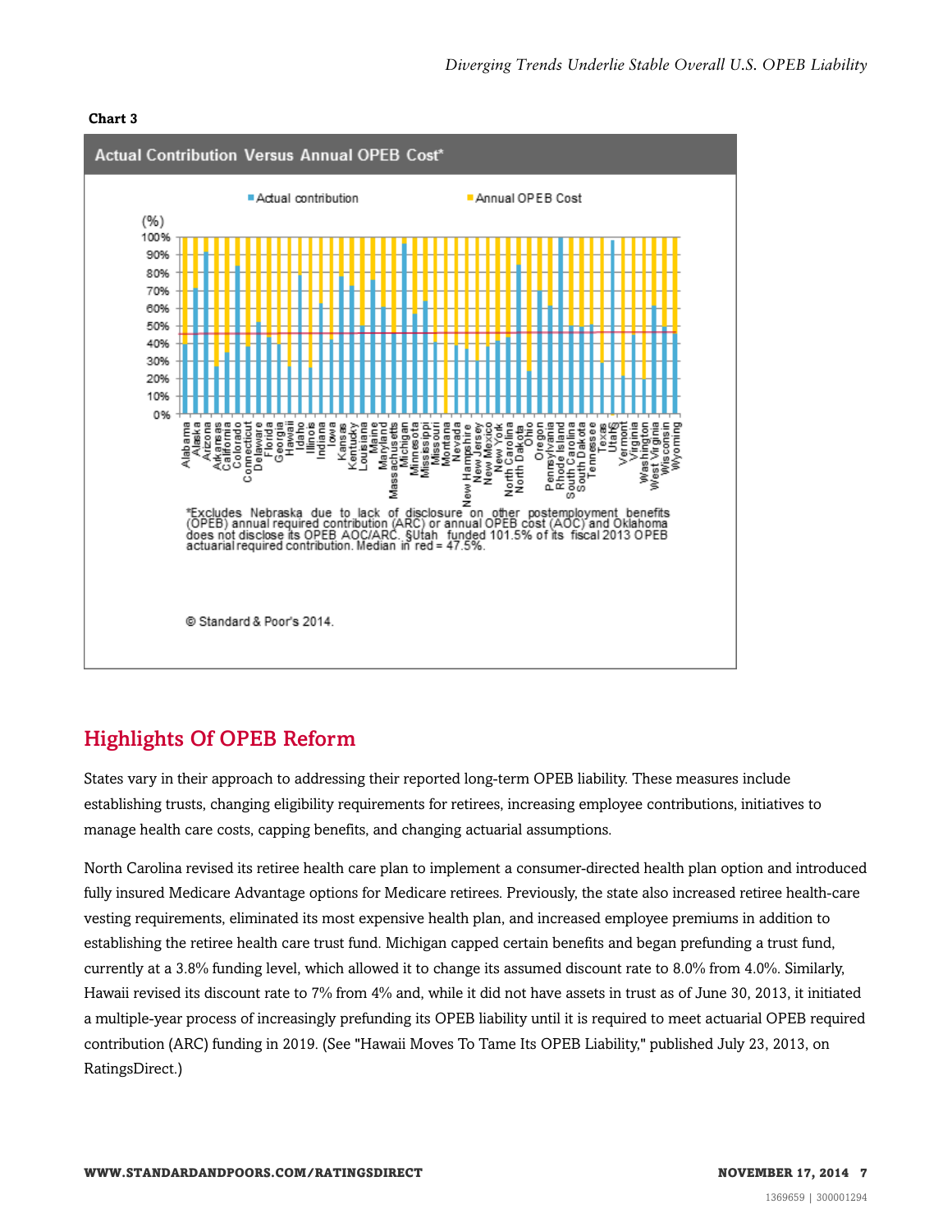**Chart 3**

**Actual Contribution Versus Annual OPEB Cost***

*Excludes Nebraska due to lack of disclosure on other postemployment benefits (OPEB) annual required contribution (ARC) or annual OPEB cost (AOC) and Oklahoma does not disclose its OPEB AOC/ARC. §Utah funded 101.5% of its fiscal 2013 OPEB actuarial required contribution. Median in red = 47.5%.

© Standard & Poor's 2014.

## Highlights Of OPEB Reform

States vary in their approach to addressing their reported long-term OPEB liability. These measures include establishing trusts, changing eligibility requirements for retirees, increasing employee contributions, initiatives to manage health care costs, capping benefits, and changing actuarial assumptions.

North Carolina revised its retiree health care plan to implement a consumer-directed health plan option and introduced fully insured Medicare Advantage options for Medicare retirees. Previously, the state also increased retiree health-care vesting requirements, eliminated its most expensive health plan, and increased employee premiums in addition to establishing the retiree health care trust fund. Michigan capped certain benefits and began prefunding a trust fund, currently at a 3.8% funding level, which allowed it to change its assumed discount rate to 8.0% from 4.0%. Similarly, Hawaii revised its discount rate to 7% from 4% and, while it did not have assets in trust as of June 30, 2013, it initiated a multiple-year process of increasingly prefunding its OPEB liability until it is required to meet actuarial OPEB required contribution (ARC) funding in 2019. (See "Hawaii Moves To Tame Its OPEB Liability," published July 23, 2013, on RatingsDirect.)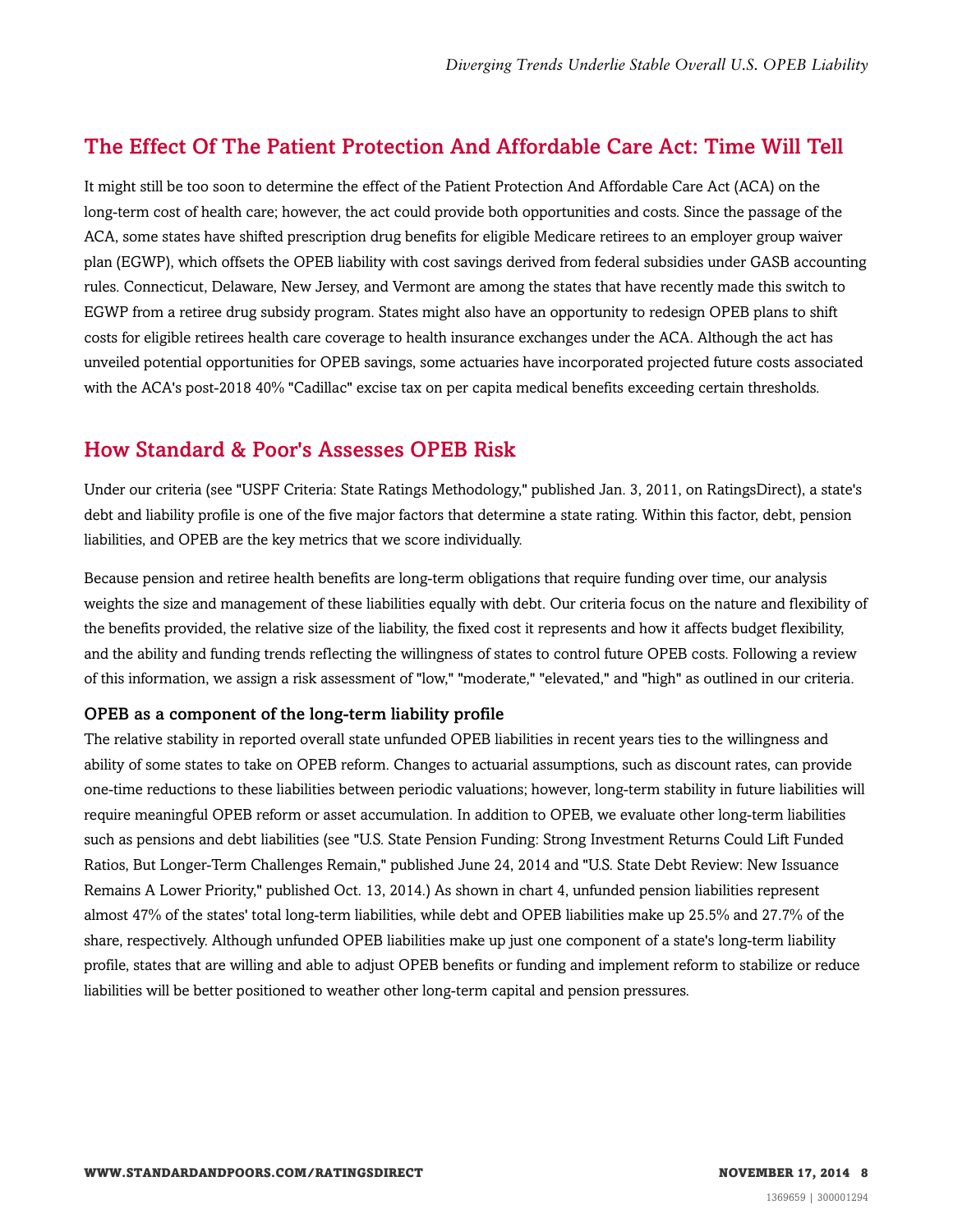## The Effect Of The Patient Protection And Affordable Care Act: Time Will Tell

It might still be too soon to determine the effect of the Patient Protection And Affordable Care Act (ACA) on the long-term cost of health care; however, the act could provide both opportunities and costs. Since the passage of the ACA, some states have shifted prescription drug benefits for eligible Medicare retirees to an employer group waiver plan (EGWP), which offsets the OPEB liability with cost savings derived from federal subsidies under GASB accounting rules. Connecticut, Delaware, New Jersey, and Vermont are among the states that have recently made this switch to EGWP from a retiree drug subsidy program. States might also have an opportunity to redesign OPEB plans to shift costs for eligible retirees health care coverage to health insurance exchanges under the ACA. Although the act has unveiled potential opportunities for OPEB savings, some actuaries have incorporated projected future costs associated with the ACA's post-2018 40% "Cadillac" excise tax on per capita medical benefits exceeding certain thresholds.

## How Standard & Poor's Assesses OPEB Risk

Under our criteria (see "USPF Criteria: State Ratings Methodology," published Jan. 3, 2011, on RatingsDirect), a state's debt and liability profile is one of the five major factors that determine a state rating. Within this factor, debt, pension liabilities, and OPEB are the key metrics that we score individually.

Because pension and retiree health benefits are long-term obligations that require funding over time, our analysis weights the size and management of these liabilities equally with debt. Our criteria focus on the nature and flexibility of the benefits provided, the relative size of the liability, the fixed cost it represents and how it affects budget flexibility, and the ability and funding trends reflecting the willingness of states to control future OPEB costs. Following a review of this information, we assign a risk assessment of "low," "moderate," "elevated," and "high" as outlined in our criteria.

### OPEB as a component of the long-term liability profile

The relative stability in reported overall state unfunded OPEB liabilities in recent years ties to the willingness and ability of some states to take on OPEB reform. Changes to actuarial assumptions, such as discount rates, can provide one-time reductions to these liabilities between periodic valuations; however, long-term stability in future liabilities will require meaningful OPEB reform or asset accumulation. In addition to OPEB, we evaluate other long-term liabilities such as pensions and debt liabilities (see "U.S. State Pension Funding: Strong Investment Returns Could Lift Funded Ratios, But Longer-Term Challenges Remain," published June 24, 2014 and "U.S. State Debt Review: New Issuance Remains A Lower Priority," published Oct. 13, 2014.) As shown in chart 4, unfunded pension liabilities represent almost 47% of the states' total long-term liabilities, while debt and OPEB liabilities make up 25.5% and 27.7% of the share, respectively. Although unfunded OPEB liabilities make up just one component of a state's long-term liability profile, states that are willing and able to adjust OPEB benefits or funding and implement reform to stabilize or reduce liabilities will be better positioned to weather other long-term capital and pension pressures.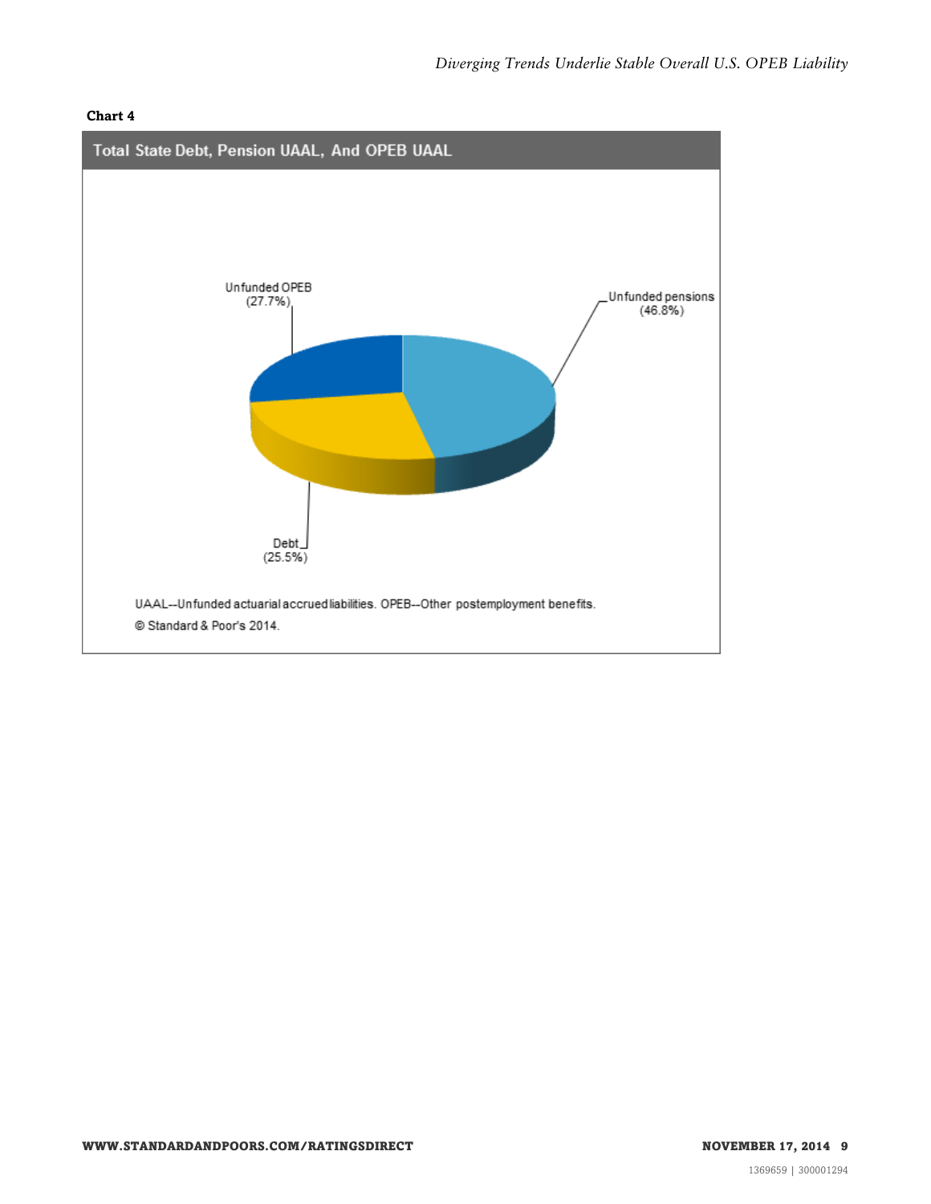**Chart 4**

**Total State Debt, Pension UAAL, And OPEB UAAL**

Unfunded OPEB (27.7%)

Unfunded pensions (46.8%)

Debt (25.5%)

UAAL--Unfunded actuarial accrued liabilities. OPEB--Other postemployment benefits.

© Standard & Poor's 2014.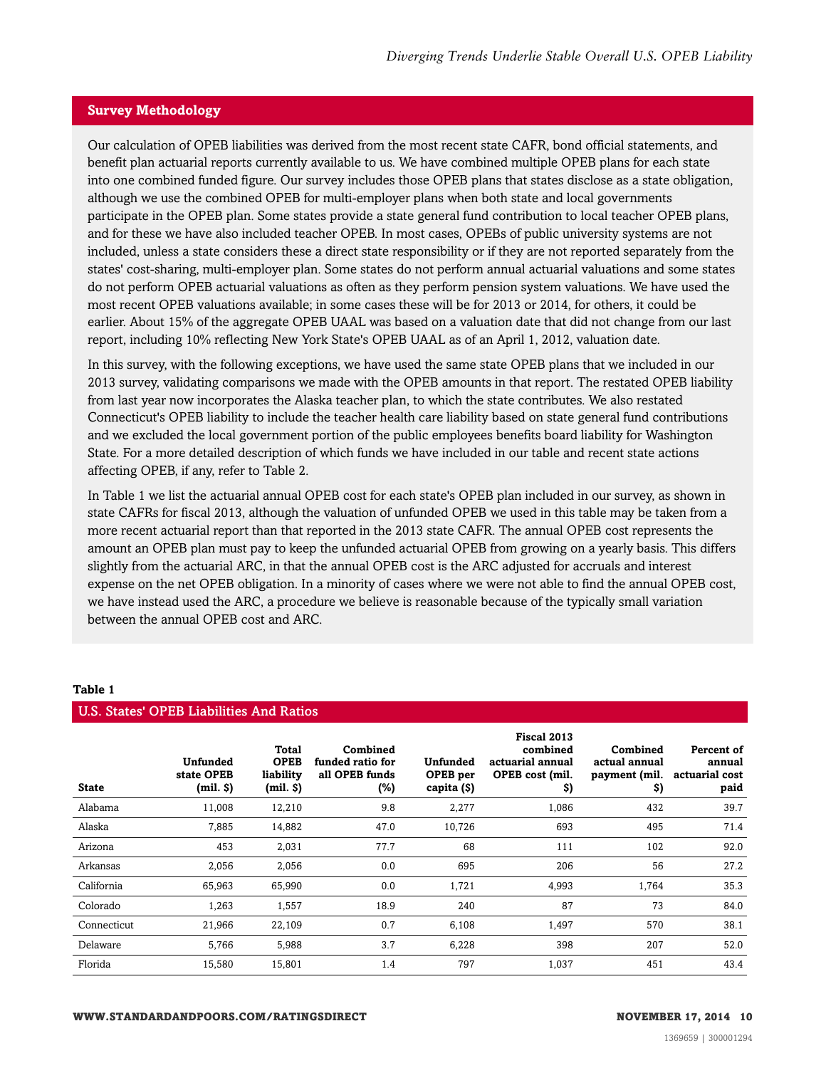## Survey Methodology

Our calculation of OPEB liabilities was derived from the most recent state CAFR, bond official statements, and benefit plan actuarial reports currently available to us. We have combined multiple OPEB plans for each state into one combined funded figure. Our survey includes those OPEB plans that states disclose as a state obligation, although we use the combined OPEB for multi-employer plans when both state and local governments participate in the OPEB plan. Some states provide a state general fund contribution to local teacher OPEB plans, and for these we have also included teacher OPEB. In most cases, OPEBs of public university systems are not included, unless a state considers these a direct state responsibility or if they are not reported separately from the states' cost-sharing, multi-employer plan. Some states do not perform annual actuarial valuations and some states do not perform OPEB actuarial valuations as often as they perform pension system valuations. We have used the most recent OPEB valuations available; in some cases these will be for 2013 or 2014, for others, it could be earlier. About 15% of the aggregate OPEB UAAL was based on a valuation date that did not change from our last report, including 10% reflecting New York State's OPEB UAAL as of an April 1, 2012, valuation date.

In this survey, with the following exceptions, we have used the same state OPEB plans that we included in our 2013 survey, validating comparisons we made with the OPEB amounts in that report. The restated OPEB liability from last year now incorporates the Alaska teacher plan, to which the state contributes. We also restated Connecticut's OPEB liability to include the teacher health care liability based on state general fund contributions and we excluded the local government portion of the public employees benefits board liability for Washington State. For a more detailed description of which funds we have included in our table and recent state actions affecting OPEB, if any, refer to Table 2.

In Table 1 we list the actuarial annual OPEB cost for each state's OPEB plan included in our survey, as shown in state CAFRs for fiscal 2013, although the valuation of unfunded OPEB we used in this table may be taken from a more recent actuarial report than that reported in the 2013 state CAFR. The annual OPEB cost represents the amount an OPEB plan must pay to keep the unfunded actuarial OPEB from growing on a yearly basis. This differs slightly from the actuarial ARC, in that the annual OPEB cost is the ARC adjusted for accruals and interest expense on the net OPEB obligation. In a minority of cases where we were not able to find the annual OPEB cost, we have instead used the ARC, a procedure we believe is reasonable because of the typically small variation between the annual OPEB cost and ARC.

**Table 1**

**U.S. States' OPEB Liabilities And Ratios**

| State | Unfunded state OPEB (mil. $) | Total OPEB liability (mil. $) | Combined funded ratio for all OPEB funds (%) | Unfunded OPEB per capita ($) | Fiscal 2013 combined actuarial annual OPEB cost (mil. $) | Combined actual annual payment (mil. $) | Percent of annual actuarial cost paid |
|---|---|---|---|---|---|---|---|
| Alabama | 11,008 | 12,210 | 9.8 | 2,277 | 1,086 | 432 | 39.7 |
| Alaska | 7,885 | 14,882 | 47.0 | 10,726 | 693 | 495 | 71.4 |
| Arizona | 453 | 2,031 | 77.7 | 68 | 111 | 102 | 92.0 |
| Arkansas | 2,056 | 2,056 | 0.0 | 695 | 206 | 56 | 27.2 |
| California | 65,963 | 65,990 | 0.0 | 1,721 | 4,993 | 1,764 | 35.3 |
| Colorado | 1,263 | 1,557 | 18.9 | 240 | 87 | 73 | 84.0 |
| Connecticut | 21,966 | 22,109 | 0.7 | 6,108 | 1,497 | 570 | 38.1 |
| Delaware | 5,766 | 5,988 | 3.7 | 6,228 | 398 | 207 | 52.0 |
| Florida | 15,580 | 15,801 | 1.4 | 797 | 1,037 | 451 | 43.4 |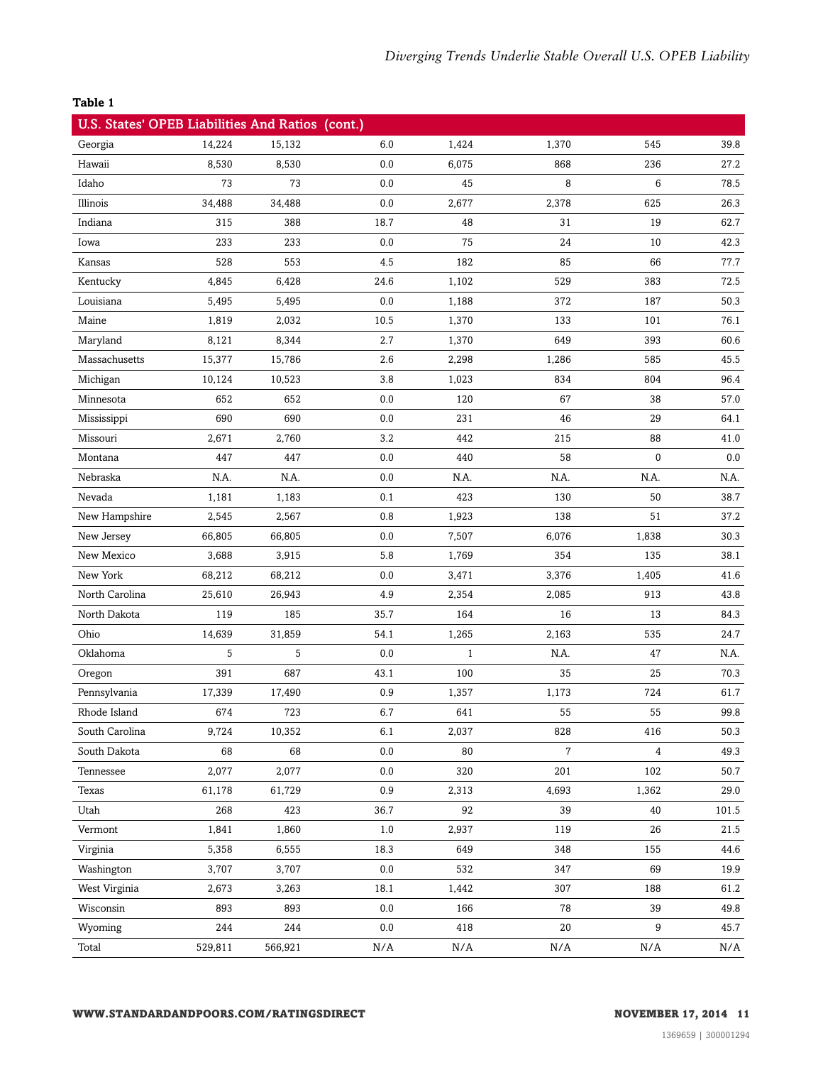**Table 1**

| U.S. States' OPEB Liabilities And Ratios (cont.) | | | | | | | |
|---|---|---|---|---|---|---|---|
| Georgia | 14,224 | 15,132 | 6.0 | 1,424 | 1,370 | 545 | 39.8 |
| Hawaii | 8,530 | 8,530 | 0.0 | 6,075 | 868 | 236 | 27.2 |
| Idaho | 73 | 73 | 0.0 | 45 | 8 | 6 | 78.5 |
| Illinois | 34,488 | 34,488 | 0.0 | 2,677 | 2,378 | 625 | 26.3 |
| Indiana | 315 | 388 | 18.7 | 48 | 31 | 19 | 62.7 |
| Iowa | 233 | 233 | 0.0 | 75 | 24 | 10 | 42.3 |
| Kansas | 528 | 553 | 4.5 | 182 | 85 | 66 | 77.7 |
| Kentucky | 4,845 | 6,428 | 24.6 | 1,102 | 529 | 383 | 72.5 |
| Louisiana | 5,495 | 5,495 | 0.0 | 1,188 | 372 | 187 | 50.3 |
| Maine | 1,819 | 2,032 | 10.5 | 1,370 | 133 | 101 | 76.1 |
| Maryland | 8,121 | 8,344 | 2.7 | 1,370 | 649 | 393 | 60.6 |
| Massachusetts | 15,377 | 15,786 | 2.6 | 2,298 | 1,286 | 585 | 45.5 |
| Michigan | 10,124 | 10,523 | 3.8 | 1,023 | 834 | 804 | 96.4 |
| Minnesota | 652 | 652 | 0.0 | 120 | 67 | 38 | 57.0 |
| Mississippi | 690 | 690 | 0.0 | 231 | 46 | 29 | 64.1 |
| Missouri | 2,671 | 2,760 | 3.2 | 442 | 215 | 88 | 41.0 |
| Montana | 447 | 447 | 0.0 | 440 | 58 | 0 | 0.0 |
| Nebraska | N.A. | N.A. | 0.0 | N.A. | N.A. | N.A. | N.A. |
| Nevada | 1,181 | 1,183 | 0.1 | 423 | 130 | 50 | 38.7 |
| New Hampshire | 2,545 | 2,567 | 0.8 | 1,923 | 138 | 51 | 37.2 |
| New Jersey | 66,805 | 66,805 | 0.0 | 7,507 | 6,076 | 1,838 | 30.3 |
| New Mexico | 3,688 | 3,915 | 5.8 | 1,769 | 354 | 135 | 38.1 |
| New York | 68,212 | 68,212 | 0.0 | 3,471 | 3,376 | 1,405 | 41.6 |
| North Carolina | 25,610 | 26,943 | 4.9 | 2,354 | 2,085 | 913 | 43.8 |
| North Dakota | 119 | 185 | 35.7 | 164 | 16 | 13 | 84.3 |
| Ohio | 14,639 | 31,859 | 54.1 | 1,265 | 2,163 | 535 | 24.7 |
| Oklahoma | 5 | 5 | 0.0 | 1 | N.A. | 47 | N.A. |
| Oregon | 391 | 687 | 43.1 | 100 | 35 | 25 | 70.3 |
| Pennsylvania | 17,339 | 17,490 | 0.9 | 1,357 | 1,173 | 724 | 61.7 |
| Rhode Island | 674 | 723 | 6.7 | 641 | 55 | 55 | 99.8 |
| South Carolina | 9,724 | 10,352 | 6.1 | 2,037 | 828 | 416 | 50.3 |
| South Dakota | 68 | 68 | 0.0 | 80 | 7 | 4 | 49.3 |
| Tennessee | 2,077 | 2,077 | 0.0 | 320 | 201 | 102 | 50.7 |
| Texas | 61,178 | 61,729 | 0.9 | 2,313 | 4,693 | 1,362 | 29.0 |
| Utah | 268 | 423 | 36.7 | 92 | 39 | 40 | 101.5 |
| Vermont | 1,841 | 1,860 | 1.0 | 2,937 | 119 | 26 | 21.5 |
| Virginia | 5,358 | 6,555 | 18.3 | 649 | 348 | 155 | 44.6 |
| Washington | 3,707 | 3,707 | 0.0 | 532 | 347 | 69 | 19.9 |
| West Virginia | 2,673 | 3,263 | 18.1 | 1,442 | 307 | 188 | 61.2 |
| Wisconsin | 893 | 893 | 0.0 | 166 | 78 | 39 | 49.8 |
| Wyoming | 244 | 244 | 0.0 | 418 | 20 | 9 | 45.7 |
| Total | 529,811 | 566,921 | N/A | N/A | N/A | N/A | N/A |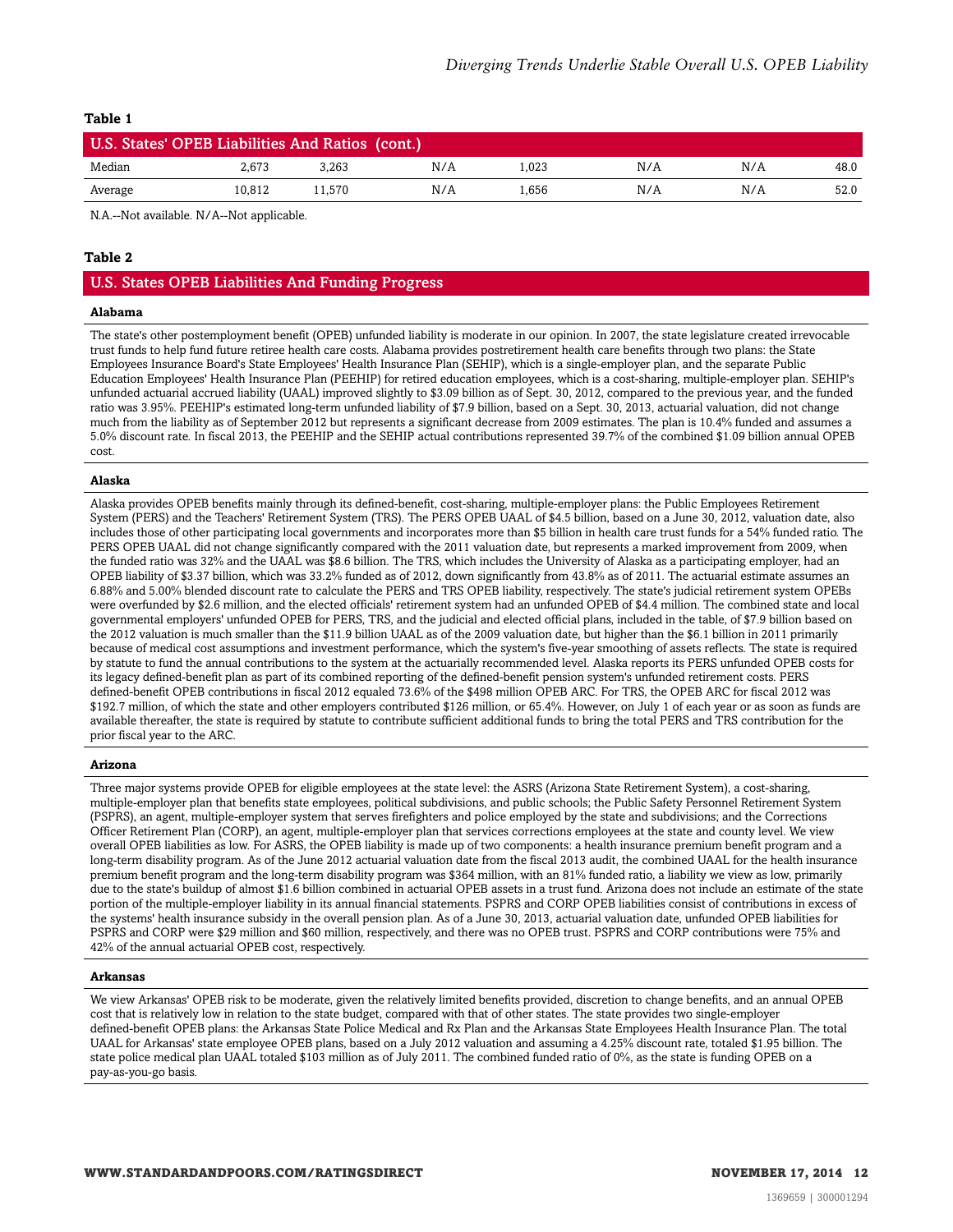**Table 1**

| U.S. States' OPEB Liabilities And Ratios (cont.) | | | | | | | |
|---|---|---|---|---|---|---|---|
| Median | 2,673 | 3,263 | N/A | 1,023 | N/A | N/A | 48.0 |
| Average | 10,812 | 11,570 | N/A | 1,656 | N/A | N/A | 52.0 |

N.A.--Not available. N/A--Not applicable.

**Table 2**

**U.S. States OPEB Liabilities And Funding Progress**

**Alabama**

The state's other postemployment benefit (OPEB) unfunded liability is moderate in our opinion. In 2007, the state legislature created irrevocable trust funds to help fund future retiree health care costs. Alabama provides postretirement health care benefits through two plans: the State Employees Insurance Board's State Employees' Health Insurance Plan (SEHIP), which is a single-employer plan, and the separate Public Education Employees' Health Insurance Plan (PEEHIP) for retired education employees, which is a cost-sharing, multiple-employer plan. SEHIP's unfunded actuarial accrued liability (UAAL) improved slightly to $3.09 billion as of Sept. 30, 2012, compared to the previous year, and the funded ratio was 3.95%. PEEHIP's estimated long-term unfunded liability of $7.9 billion, based on a Sept. 30, 2013, actuarial valuation, did not change much from the liability as of September 2012 but represents a significant decrease from 2009 estimates. The plan is 10.4% funded and assumes a 5.0% discount rate. In fiscal 2013, the PEEHIP and the SEHIP actual contributions represented 39.7% of the combined $1.09 billion annual OPEB cost.

**Alaska**

Alaska provides OPEB benefits mainly through its defined-benefit, cost-sharing, multiple-employer plans: the Public Employees Retirement System (PERS) and the Teachers' Retirement System (TRS). The PERS OPEB UAAL of $4.5 billion, based on a June 30, 2012, valuation date, also includes those of other participating local governments and incorporates more than $5 billion in health care trust funds for a 54% funded ratio. The PERS OPEB UAAL did not change significantly compared with the 2011 valuation date, but represents a marked improvement from 2009, when the funded ratio was 32% and the UAAL was $8.6 billion. The TRS, which includes the University of Alaska as a participating employer, had an OPEB liability of $3.37 billion, which was 33.2% funded as of 2012, down significantly from 43.8% as of 2011. The actuarial estimate assumes an 6.88% and 5.00% blended discount rate to calculate the PERS and TRS OPEB liability, respectively. The state's judicial retirement system OPEBs were overfunded by $2.6 million, and the elected officials' retirement system had an unfunded OPEB of $4.4 million. The combined state and local governmental employers' unfunded OPEB for PERS, TRS, and the judicial and elected official plans, included in the table, of $7.9 billion based on the 2012 valuation is much smaller than the $11.9 billion UAAL as of the 2009 valuation date, but higher than the $6.1 billion in 2011 primarily because of medical cost assumptions and investment performance, which the system's five-year smoothing of assets reflects. The state is required by statute to fund the annual contributions to the system at the actuarially recommended level. Alaska reports its PERS unfunded OPEB costs for its legacy defined-benefit plan as part of its combined reporting of the defined-benefit pension system's unfunded retirement costs. PERS defined-benefit OPEB contributions in fiscal 2012 equaled 73.6% of the $498 million OPEB ARC. For TRS, the OPEB ARC for fiscal 2012 was $192.7 million, of which the state and other employers contributed $126 million, or 65.4%. However, on July 1 of each year or as soon as funds are available thereafter, the state is required by statute to contribute sufficient additional funds to bring the total PERS and TRS contribution for the prior fiscal year to the ARC.

**Arizona**

Three major systems provide OPEB for eligible employees at the state level: the ASRS (Arizona State Retirement System), a cost-sharing, multiple-employer plan that benefits state employees, political subdivisions, and public schools; the Public Safety Personnel Retirement System (PSPRS), an agent, multiple-employer system that serves firefighters and police employed by the state and subdivisions; and the Corrections Officer Retirement Plan (CORP), an agent, multiple-employer plan that services corrections employees at the state and county level. We view overall OPEB liabilities as low. For ASRS, the OPEB liability is made up of two components: a health insurance premium benefit program and a long-term disability program. As of the June 2012 actuarial valuation date from the fiscal 2013 audit, the combined UAAL for the health insurance premium benefit program and the long-term disability program was $364 million, with an 81% funded ratio, a liability we view as low, primarily due to the state's buildup of almost $1.6 billion combined in actuarial OPEB assets in a trust fund. Arizona does not include an estimate of the state portion of the multiple-employer liability in its annual financial statements. PSPRS and CORP OPEB liabilities consist of contributions in excess of the systems' health insurance subsidy in the overall pension plan. As of a June 30, 2013, actuarial valuation date, unfunded OPEB liabilities for PSPRS and CORP were $29 million and $60 million, respectively, and there was no OPEB trust. PSPRS and CORP contributions were 75% and 42% of the annual actuarial OPEB cost, respectively.

**Arkansas**

We view Arkansas' OPEB risk to be moderate, given the relatively limited benefits provided, discretion to change benefits, and an annual OPEB cost that is relatively low in relation to the state budget, compared with that of other states. The state provides two single-employer defined-benefit OPEB plans: the Arkansas State Police Medical and Rx Plan and the Arkansas State Employees Health Insurance Plan. The total UAAL for Arkansas' state employee OPEB plans, based on a July 2012 valuation and assuming a 4.25% discount rate, totaled $1.95 billion. The state police medical plan UAAL totaled $103 million as of July 2011. The combined funded ratio of 0%, as the state is funding OPEB on a pay-as-you-go basis.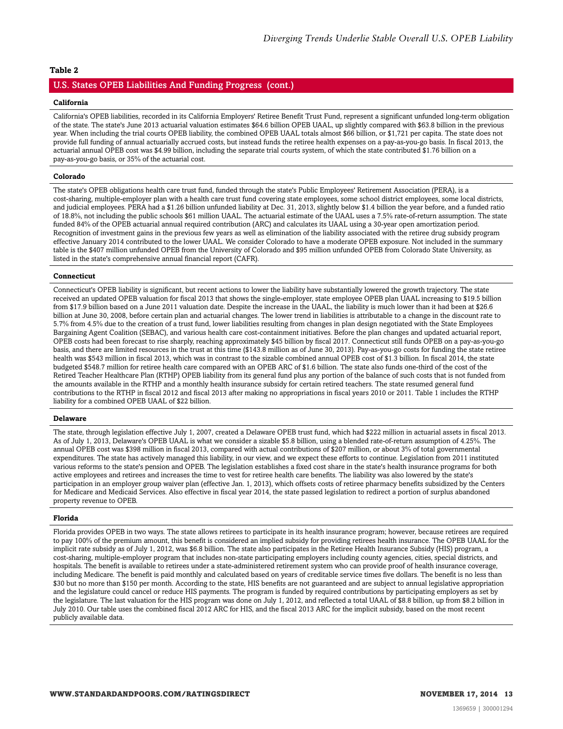**Table 2**

**U.S. States OPEB Liabilities And Funding Progress (cont.)**

**California**

California's OPEB liabilities, recorded in its California Employers' Retiree Benefit Trust Fund, represent a significant unfunded long-term obligation of the state. The state's June 2013 actuarial valuation estimates $64.6 billion OPEB UAAL, up slightly compared with $63.8 billion in the previous year. When including the trial courts OPEB liability, the combined OPEB UAAL totals almost $66 billion, or $1,721 per capita. The state does not provide full funding of annual actuarially accrued costs, but instead funds the retiree health expenses on a pay-as-you-go basis. In fiscal 2013, the actuarial annual OPEB cost was $4.99 billion, including the separate trial courts system, of which the state contributed $1.76 billion on a pay-as-you-go basis, or 35% of the actuarial cost.

**Colorado**

The state's OPEB obligations health care trust fund, funded through the state's Public Employees' Retirement Association (PERA), is a cost-sharing, multiple-employer plan with a health care trust fund covering state employees, some school district employees, some local districts, and judicial employees. PERA had a $1.26 billion unfunded liability at Dec. 31, 2013, slightly below $1.4 billion the year before, and a funded ratio of 18.8%, not including the public schools $61 million UAAL. The actuarial estimate of the UAAL uses a 7.5% rate-of-return assumption. The state funded 84% of the OPEB actuarial annual required contribution (ARC) and calculates its UAAL using a 30-year open amortization period. Recognition of investment gains in the previous few years as well as elimination of the liability associated with the retiree drug subsidy program effective January 2014 contributed to the lower UAAL. We consider Colorado to have a moderate OPEB exposure. Not included in the summary table is the $407 million unfunded OPEB from the University of Colorado and $95 million unfunded OPEB from Colorado State University, as listed in the state's comprehensive annual financial report (CAFR).

**Connecticut**

Connecticut's OPEB liability is significant, but recent actions to lower the liability have substantially lowered the growth trajectory. The state received an updated OPEB valuation for fiscal 2013 that shows the single-employer, state employee OPEB plan UAAL increasing to $19.5 billion from $17.9 billion based on a June 2011 valuation date. Despite the increase in the UAAL, the liability is much lower than it had been at $26.6 billion at June 30, 2008, before certain plan and actuarial changes. The lower trend in liabilities is attributable to a change in the discount rate to 5.7% from 4.5% due to the creation of a trust fund, lower liabilities resulting from changes in plan design negotiated with the State Employees Bargaining Agent Coalition (SEBAC), and various health care cost-containment initiatives. Before the plan changes and updated actuarial report, OPEB costs had been forecast to rise sharply, reaching approximately $45 billion by fiscal 2017. Connecticut still funds OPEB on a pay-as-you-go basis, and there are limited resources in the trust at this time ($143.8 million as of June 30, 2013). Pay-as-you-go costs for funding the state retiree health was $543 million in fiscal 2013, which was in contrast to the sizable combined annual OPEB cost of $1.3 billion. In fiscal 2014, the state budgeted $548.7 million for retiree health care compared with an OPEB ARC of $1.6 billion. The state also funds one-third of the cost of the Retired Teacher Healthcare Plan (RTHP) OPEB liability from its general fund plus any portion of the balance of such costs that is not funded from the amounts available in the RTHP and a monthly health insurance subsidy for certain retired teachers. The state resumed general fund contributions to the RTHP in fiscal 2012 and fiscal 2013 after making no appropriations in fiscal years 2010 or 2011. Table 1 includes the RTHP liability for a combined OPEB UAAL of $22 billion.

**Delaware**

The state, through legislation effective July 1, 2007, created a Delaware OPEB trust fund, which had $222 million in actuarial assets in fiscal 2013. As of July 1, 2013, Delaware's OPEB UAAL is what we consider a sizable $5.8 billion, using a blended rate-of-return assumption of 4.25%. The annual OPEB cost was $398 million in fiscal 2013, compared with actual contributions of $207 million, or about 3% of total governmental expenditures. The state has actively managed this liability, in our view, and we expect these efforts to continue. Legislation from 2011 instituted various reforms to the state's pension and OPEB. The legislation establishes a fixed cost share in the state's health insurance programs for both active employees and retirees and increases the time to vest for retiree health care benefits. The liability was also lowered by the state's participation in an employer group waiver plan (effective Jan. 1, 2013), which offsets costs of retiree pharmacy benefits subsidized by the Centers for Medicare and Medicaid Services. Also effective in fiscal year 2014, the state passed legislation to redirect a portion of surplus abandoned property revenue to OPEB.

**Florida**

Florida provides OPEB in two ways. The state allows retirees to participate in its health insurance program; however, because retirees are required to pay 100% of the premium amount, this benefit is considered an implied subsidy for providing retirees health insurance. The OPEB UAAL for the implicit rate subsidy as of July 1, 2012, was $6.8 billion. The state also participates in the Retiree Health Insurance Subsidy (HIS) program, a cost-sharing, multiple-employer program that includes non-state participating employers including county agencies, cities, special districts, and hospitals. The benefit is available to retirees under a state-administered retirement system who can provide proof of health insurance coverage, including Medicare. The benefit is paid monthly and calculated based on years of creditable service times five dollars. The benefit is no less than $30 but no more than $150 per month. According to the state, HIS benefits are not guaranteed and are subject to annual legislative appropriation and the legislature could cancel or reduce HIS payments. The program is funded by required contributions by participating employers as set by the legislature. The last valuation for the HIS program was done on July 1, 2012, and reflected a total UAAL of $8.8 billion, up from $8.2 billion in July 2010. Our table uses the combined fiscal 2012 ARC for HIS, and the fiscal 2013 ARC for the implicit subsidy, based on the most recent publicly available data.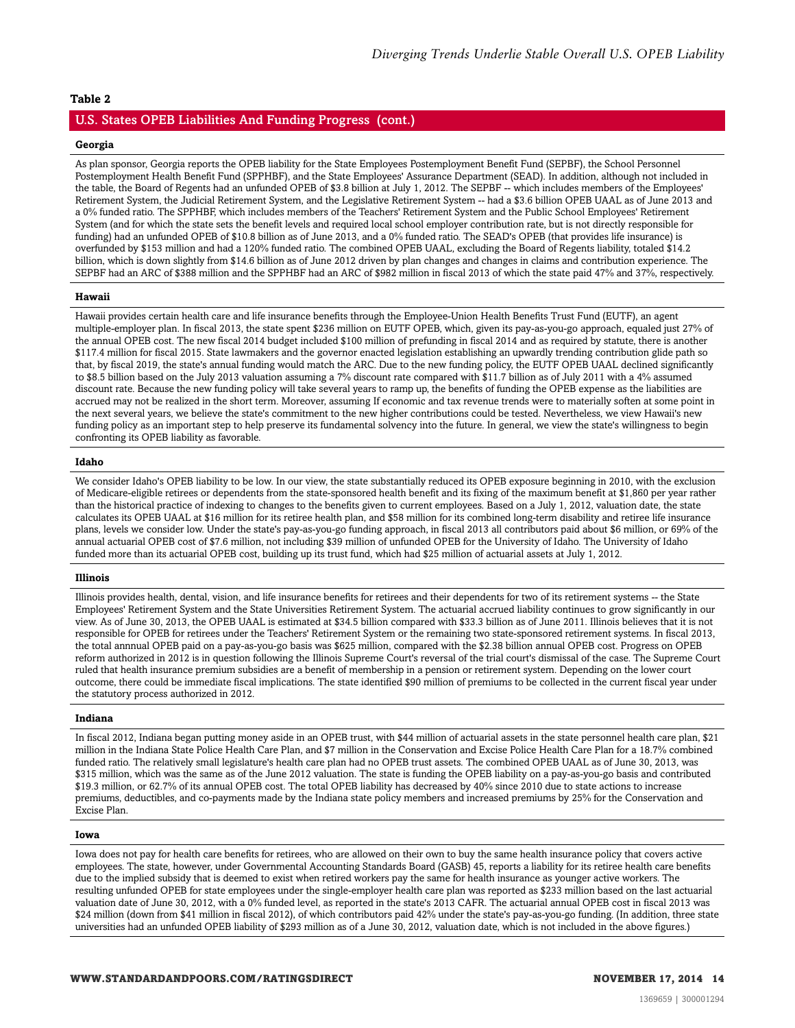**Table 2**

## U.S. States OPEB Liabilities And Funding Progress (cont.)

**Georgia**

As plan sponsor, Georgia reports the OPEB liability for the State Employees Postemployment Benefit Fund (SEPBF), the School Personnel Postemployment Health Benefit Fund (SPPHBF), and the State Employees' Assurance Department (SEAD). In addition, although not included in the table, the Board of Regents had an unfunded OPEB of $3.8 billion at July 1, 2012. The SEPBF -- which includes members of the Employees' Retirement System, the Judicial Retirement System, and the Legislative Retirement System -- had a $3.6 billion OPEB UAAL as of June 2013 and a 0% funded ratio. The SPPHBF, which includes members of the Teachers' Retirement System and the Public School Employees' Retirement System (and for which the state sets the benefit levels and required local school employer contribution rate, but is not directly responsible for funding) had an unfunded OPEB of $10.8 billion as of June 2013, and a 0% funded ratio. The SEAD's OPEB (that provides life insurance) is overfunded by $153 million and had a 120% funded ratio. The combined OPEB UAAL, excluding the Board of Regents liability, totaled $14.2 billion, which is down slightly from $14.6 billion as of June 2012 driven by plan changes and changes in claims and contribution experience. The SEPBF had an ARC of $388 million and the SPPHBF had an ARC of $982 million in fiscal 2013 of which the state paid 47% and 37%, respectively.

**Hawaii**

Hawaii provides certain health care and life insurance benefits through the Employee-Union Health Benefits Trust Fund (EUTF), an agent multiple-employer plan. In fiscal 2013, the state spent $236 million on EUTF OPEB, which, given its pay-as-you-go approach, equaled just 27% of the annual OPEB cost. The new fiscal 2014 budget included $100 million of prefunding in fiscal 2014 and as required by statute, there is another $117.4 million for fiscal 2015. State lawmakers and the governor enacted legislation establishing an upwardly trending contribution glide path so that, by fiscal 2019, the state's annual funding would match the ARC. Due to the new funding policy, the EUTF OPEB UAAL declined significantly to $8.5 billion based on the July 2013 valuation assuming a 7% discount rate compared with $11.7 billion as of July 2011 with a 4% assumed discount rate. Because the new funding policy will take several years to ramp up, the benefits of funding the OPEB expense as the liabilities are accrued may not be realized in the short term. Moreover, assuming If economic and tax revenue trends were to materially soften at some point in the next several years, we believe the state's commitment to the new higher contributions could be tested. Nevertheless, we view Hawaii's new funding policy as an important step to help preserve its fundamental solvency into the future. In general, we view the state's willingness to begin confronting its OPEB liability as favorable.

**Idaho**

We consider Idaho's OPEB liability to be low. In our view, the state substantially reduced its OPEB exposure beginning in 2010, with the exclusion of Medicare-eligible retirees or dependents from the state-sponsored health benefit and its fixing of the maximum benefit at $1,860 per year rather than the historical practice of indexing to changes to the benefits given to current employees. Based on a July 1, 2012, valuation date, the state calculates its OPEB UAAL at $16 million for its retiree health plan, and $58 million for its combined long-term disability and retiree life insurance plans, levels we consider low. Under the state's pay-as-you-go funding approach, in fiscal 2013 all contributors paid about $6 million, or 69% of the annual actuarial OPEB cost of $7.6 million, not including $39 million of unfunded OPEB for the University of Idaho. The University of Idaho funded more than its actuarial OPEB cost, building up its trust fund, which had $25 million of actuarial assets at July 1, 2012.

**Illinois**

Illinois provides health, dental, vision, and life insurance benefits for retirees and their dependents for two of its retirement systems -- the State Employees' Retirement System and the State Universities Retirement System. The actuarial accrued liability continues to grow significantly in our view. As of June 30, 2013, the OPEB UAAL is estimated at $34.5 billion compared with $33.3 billion as of June 2011. Illinois believes that it is not responsible for OPEB for retirees under the Teachers' Retirement System or the remaining two state-sponsored retirement systems. In fiscal 2013, the total annnual OPEB paid on a pay-as-you-go basis was $625 million, compared with the $2.38 billion annual OPEB cost. Progress on OPEB reform authorized in 2012 is in question following the Illinois Supreme Court's reversal of the trial court's dismissal of the case. The Supreme Court ruled that health insurance premium subsidies are a benefit of membership in a pension or retirement system. Depending on the lower court outcome, there could be immediate fiscal implications. The state identified $90 million of premiums to be collected in the current fiscal year under the statutory process authorized in 2012.

**Indiana**

In fiscal 2012, Indiana began putting money aside in an OPEB trust, with $44 million of actuarial assets in the state personnel health care plan, $21 million in the Indiana State Police Health Care Plan, and $7 million in the Conservation and Excise Police Health Care Plan for a 18.7% combined funded ratio. The relatively small legislature's health care plan had no OPEB trust assets. The combined OPEB UAAL as of June 30, 2013, was $315 million, which was the same as of the June 2012 valuation. The state is funding the OPEB liability on a pay-as-you-go basis and contributed $19.3 million, or 62.7% of its annual OPEB cost. The total OPEB liability has decreased by 40% since 2010 due to state actions to increase premiums, deductibles, and co-payments made by the Indiana state policy members and increased premiums by 25% for the Conservation and Excise Plan.

**Iowa**

Iowa does not pay for health care benefits for retirees, who are allowed on their own to buy the same health insurance policy that covers active employees. The state, however, under Governmental Accounting Standards Board (GASB) 45, reports a liability for its retiree health care benefits due to the implied subsidy that is deemed to exist when retired workers pay the same for health insurance as younger active workers. The resulting unfunded OPEB for state employees under the single-employer health care plan was reported as $233 million based on the last actuarial valuation date of June 30, 2012, with a 0% funded level, as reported in the state's 2013 CAFR. The actuarial annual OPEB cost in fiscal 2013 was $24 million (down from $41 million in fiscal 2012), of which contributors paid 42% under the state's pay-as-you-go funding. (In addition, three state universities had an unfunded OPEB liability of $293 million as of a June 30, 2012, valuation date, which is not included in the above figures.)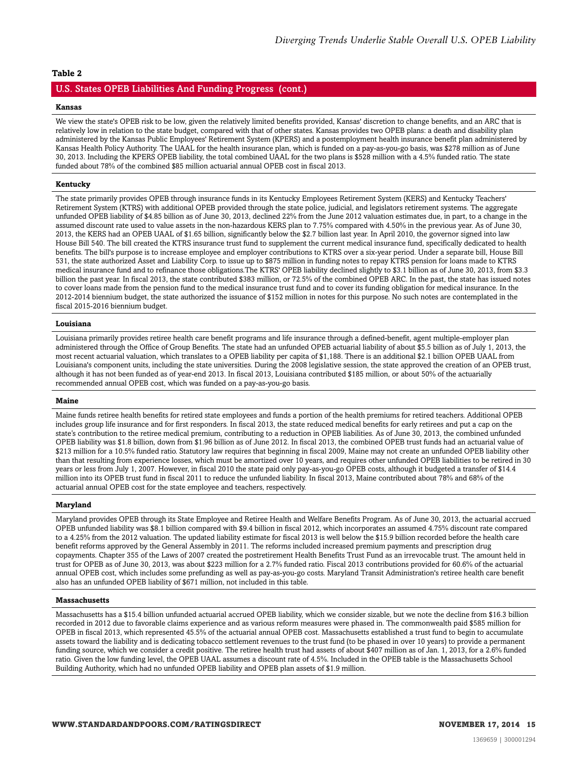**Table 2**

## U.S. States OPEB Liabilities And Funding Progress (cont.)

**Kansas**

We view the state's OPEB risk to be low, given the relatively limited benefits provided, Kansas' discretion to change benefits, and an ARC that is relatively low in relation to the state budget, compared with that of other states. Kansas provides two OPEB plans: a death and disability plan administered by the Kansas Public Employees' Retirement System (KPERS) and a postemployment health insurance benefit plan administered by Kansas Health Policy Authority. The UAAL for the health insurance plan, which is funded on a pay-as-you-go basis, was $278 million as of June 30, 2013. Including the KPERS OPEB liability, the total combined UAAL for the two plans is $528 million with a 4.5% funded ratio. The state funded about 78% of the combined $85 million actuarial annual OPEB cost in fiscal 2013.

**Kentucky**

The state primarily provides OPEB through insurance funds in its Kentucky Employees Retirement System (KERS) and Kentucky Teachers' Retirement System (KTRS) with additional OPEB provided through the state police, judicial, and legislators retirement systems. The aggregate unfunded OPEB liability of $4.85 billion as of June 30, 2013, declined 22% from the June 2012 valuation estimates due, in part, to a change in the assumed discount rate used to value assets in the non-hazardous KERS plan to 7.75% compared with 4.50% in the previous year. As of June 30, 2013, the KERS had an OPEB UAAL of $1.65 billion, significantly below the $2.7 billion last year. In April 2010, the governor signed into law House Bill 540. The bill created the KTRS insurance trust fund to supplement the current medical insurance fund, specifically dedicated to health benefits. The bill's purpose is to increase employee and employer contributions to KTRS over a six-year period. Under a separate bill, House Bill 531, the state authorized Asset and Liability Corp. to issue up to $875 million in funding notes to repay KTRS pension for loans made to KTRS medical insurance fund and to refinance those obligations.The KTRS' OPEB liability declined slightly to $3.1 billion as of June 30, 2013, from $3.3 billion the past year. In fiscal 2013, the state contributed $383 million, or 72.5% of the combined OPEB ARC. In the past, the state has issued notes to cover loans made from the pension fund to the medical insurance trust fund and to cover its funding obligation for medical insurance. In the 2012-2014 biennium budget, the state authorized the issuance of $152 million in notes for this purpose. No such notes are contemplated in the fiscal 2015-2016 biennium budget.

**Louisiana**

Louisiana primarily provides retiree health care benefit programs and life insurance through a defined-benefit, agent multiple-employer plan administered through the Office of Group Benefits. The state had an unfunded OPEB actuarial liability of about $5.5 billion as of July 1, 2013, the most recent actuarial valuation, which translates to a OPEB liability per capita of $1,188. There is an additional $2.1 billion OPEB UAAL from Louisiana's component units, including the state universities. During the 2008 legislative session, the state approved the creation of an OPEB trust, although it has not been funded as of year-end 2013. In fiscal 2013, Louisiana contributed $185 million, or about 50% of the actuarially recommended annual OPEB cost, which was funded on a pay-as-you-go basis.

**Maine**

Maine funds retiree health benefits for retired state employees and funds a portion of the health premiums for retired teachers. Additional OPEB includes group life insurance and for first responders. In fiscal 2013, the state reduced medical benefits for early retirees and put a cap on the state's contribution to the retiree medical premium, contributing to a reduction in OPEB liabilities. As of June 30, 2013, the combined unfunded OPEB liability was $1.8 billion, down from $1.96 billion as of June 2012. In fiscal 2013, the combined OPEB trust funds had an actuarial value of $213 million for a 10.5% funded ratio. Statutory law requires that beginning in fiscal 2009, Maine may not create an unfunded OPEB liability other than that resulting from experience losses, which must be amortized over 10 years, and requires other unfunded OPEB liabilities to be retired in 30 years or less from July 1, 2007. However, in fiscal 2010 the state paid only pay-as-you-go OPEB costs, although it budgeted a transfer of $14.4 million into its OPEB trust fund in fiscal 2011 to reduce the unfunded liability. In fiscal 2013, Maine contributed about 78% and 68% of the actuarial annual OPEB cost for the state employee and teachers, respectively.

**Maryland**

Maryland provides OPEB through its State Employee and Retiree Health and Welfare Benefits Program. As of June 30, 2013, the actuarial accrued OPEB unfunded liability was $8.1 billion compared with $9.4 billion in fiscal 2012, which incorporates an assumed 4.75% discount rate compared to a 4.25% from the 2012 valuation. The updated liability estimate for fiscal 2013 is well below the $15.9 billion recorded before the health care benefit reforms approved by the General Assembly in 2011. The reforms included increased premium payments and prescription drug copayments. Chapter 355 of the Laws of 2007 created the postretirement Health Benefits Trust Fund as an irrevocable trust. The amount held in trust for OPEB as of June 30, 2013, was about $223 million for a 2.7% funded ratio. Fiscal 2013 contributions provided for 60.6% of the actuarial annual OPEB cost, which includes some prefunding as well as pay-as-you-go costs. Maryland Transit Administration's retiree health care benefit also has an unfunded OPEB liability of $671 million, not included in this table.

**Massachusetts**

Massachusetts has a $15.4 billion unfunded actuarial accrued OPEB liability, which we consider sizable, but we note the decline from $16.3 billion recorded in 2012 due to favorable claims experience and as various reform measures were phased in. The commonwealth paid $585 million for OPEB in fiscal 2013, which represented 45.5% of the actuarial annual OPEB cost. Massachusetts established a trust fund to begin to accumulate assets toward the liability and is dedicating tobacco settlement revenues to the trust fund (to be phased in over 10 years) to provide a permanent funding source, which we consider a credit positive. The retiree health trust had assets of about $407 million as of Jan. 1, 2013, for a 2.6% funded ratio. Given the low funding level, the OPEB UAAL assumes a discount rate of 4.5%. Included in the OPEB table is the Massachusetts School Building Authority, which had no unfunded OPEB liability and OPEB plan assets of $1.9 million.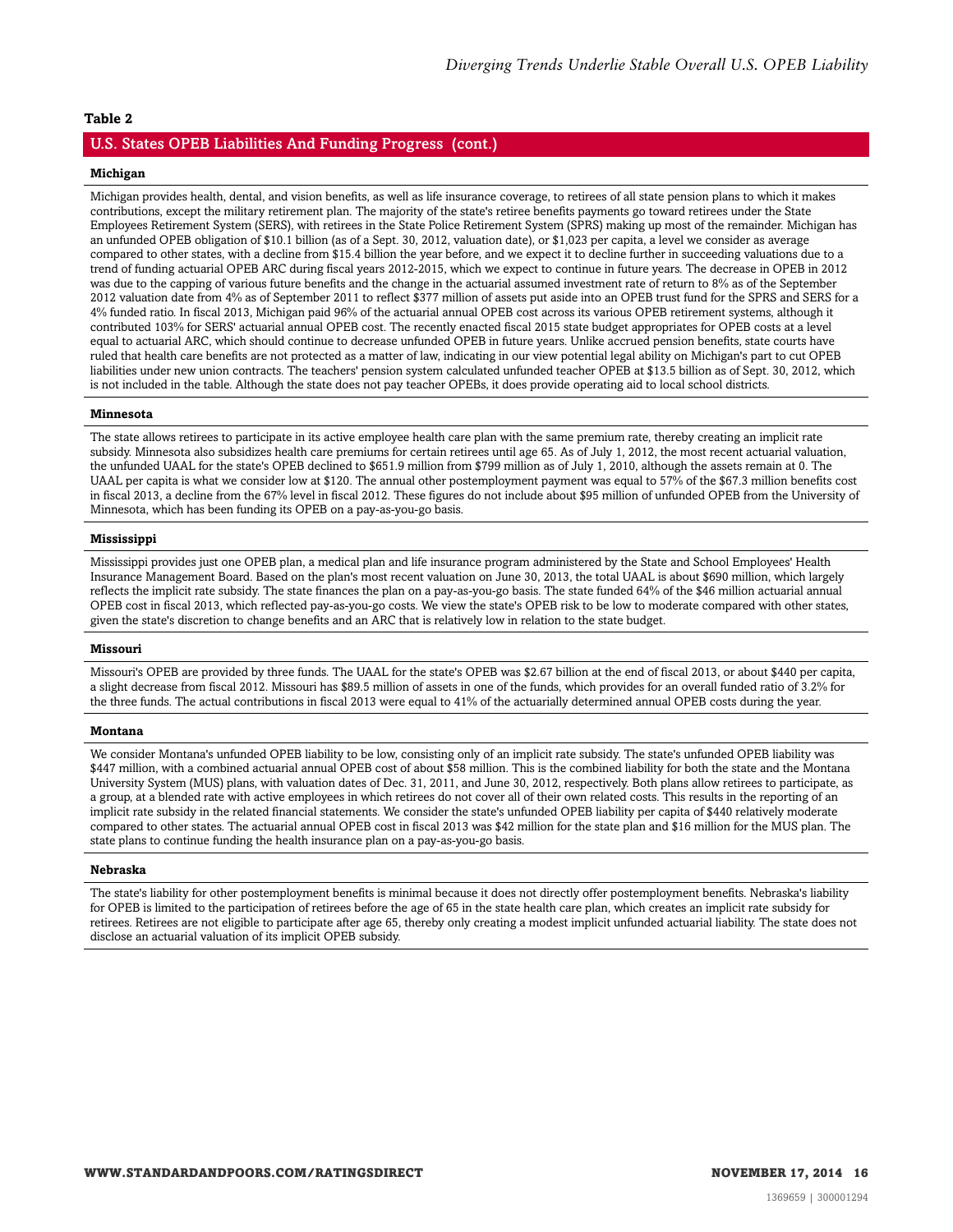**Table 2**

## U.S. States OPEB Liabilities And Funding Progress (cont.)

**Michigan**

Michigan provides health, dental, and vision benefits, as well as life insurance coverage, to retirees of all state pension plans to which it makes contributions, except the military retirement plan. The majority of the state's retiree benefits payments go toward retirees under the State Employees Retirement System (SERS), with retirees in the State Police Retirement System (SPRS) making up most of the remainder. Michigan has an unfunded OPEB obligation of $10.1 billion (as of a Sept. 30, 2012, valuation date), or $1,023 per capita, a level we consider as average compared to other states, with a decline from $15.4 billion the year before, and we expect it to decline further in succeeding valuations due to a trend of funding actuarial OPEB ARC during fiscal years 2012-2015, which we expect to continue in future years. The decrease in OPEB in 2012 was due to the capping of various future benefits and the change in the actuarial assumed investment rate of return to 8% as of the September 2012 valuation date from 4% as of September 2011 to reflect $377 million of assets put aside into an OPEB trust fund for the SPRS and SERS for a 4% funded ratio. In fiscal 2013, Michigan paid 96% of the actuarial annual OPEB cost across its various OPEB retirement systems, although it contributed 103% for SERS' actuarial annual OPEB cost. The recently enacted fiscal 2015 state budget appropriates for OPEB costs at a level equal to actuarial ARC, which should continue to decrease unfunded OPEB in future years. Unlike accrued pension benefits, state courts have ruled that health care benefits are not protected as a matter of law, indicating in our view potential legal ability on Michigan's part to cut OPEB liabilities under new union contracts. The teachers' pension system calculated unfunded teacher OPEB at $13.5 billion as of Sept. 30, 2012, which is not included in the table. Although the state does not pay teacher OPEBs, it does provide operating aid to local school districts.

**Minnesota**

The state allows retirees to participate in its active employee health care plan with the same premium rate, thereby creating an implicit rate subsidy. Minnesota also subsidizes health care premiums for certain retirees until age 65. As of July 1, 2012, the most recent actuarial valuation, the unfunded UAAL for the state's OPEB declined to $651.9 million from $799 million as of July 1, 2010, although the assets remain at 0. The UAAL per capita is what we consider low at $120. The annual other postemployment payment was equal to 57% of the $67.3 million benefits cost in fiscal 2013, a decline from the 67% level in fiscal 2012. These figures do not include about $95 million of unfunded OPEB from the University of Minnesota, which has been funding its OPEB on a pay-as-you-go basis.

**Mississippi**

Mississippi provides just one OPEB plan, a medical plan and life insurance program administered by the State and School Employees' Health Insurance Management Board. Based on the plan's most recent valuation on June 30, 2013, the total UAAL is about $690 million, which largely reflects the implicit rate subsidy. The state finances the plan on a pay-as-you-go basis. The state funded 64% of the $46 million actuarial annual OPEB cost in fiscal 2013, which reflected pay-as-you-go costs. We view the state's OPEB risk to be low to moderate compared with other states, given the state's discretion to change benefits and an ARC that is relatively low in relation to the state budget.

**Missouri**

Missouri's OPEB are provided by three funds. The UAAL for the state's OPEB was $2.67 billion at the end of fiscal 2013, or about $440 per capita, a slight decrease from fiscal 2012. Missouri has $89.5 million of assets in one of the funds, which provides for an overall funded ratio of 3.2% for the three funds. The actual contributions in fiscal 2013 were equal to 41% of the actuarially determined annual OPEB costs during the year.

**Montana**

We consider Montana's unfunded OPEB liability to be low, consisting only of an implicit rate subsidy. The state's unfunded OPEB liability was $447 million, with a combined actuarial annual OPEB cost of about $58 million. This is the combined liability for both the state and the Montana University System (MUS) plans, with valuation dates of Dec. 31, 2011, and June 30, 2012, respectively. Both plans allow retirees to participate, as a group, at a blended rate with active employees in which retirees do not cover all of their own related costs. This results in the reporting of an implicit rate subsidy in the related financial statements. We consider the state's unfunded OPEB liability per capita of $440 relatively moderate compared to other states. The actuarial annual OPEB cost in fiscal 2013 was $42 million for the state plan and $16 million for the MUS plan. The state plans to continue funding the health insurance plan on a pay-as-you-go basis.

**Nebraska**

The state's liability for other postemployment benefits is minimal because it does not directly offer postemployment benefits. Nebraska's liability for OPEB is limited to the participation of retirees before the age of 65 in the state health care plan, which creates an implicit rate subsidy for retirees. Retirees are not eligible to participate after age 65, thereby only creating a modest implicit unfunded actuarial liability. The state does not disclose an actuarial valuation of its implicit OPEB subsidy.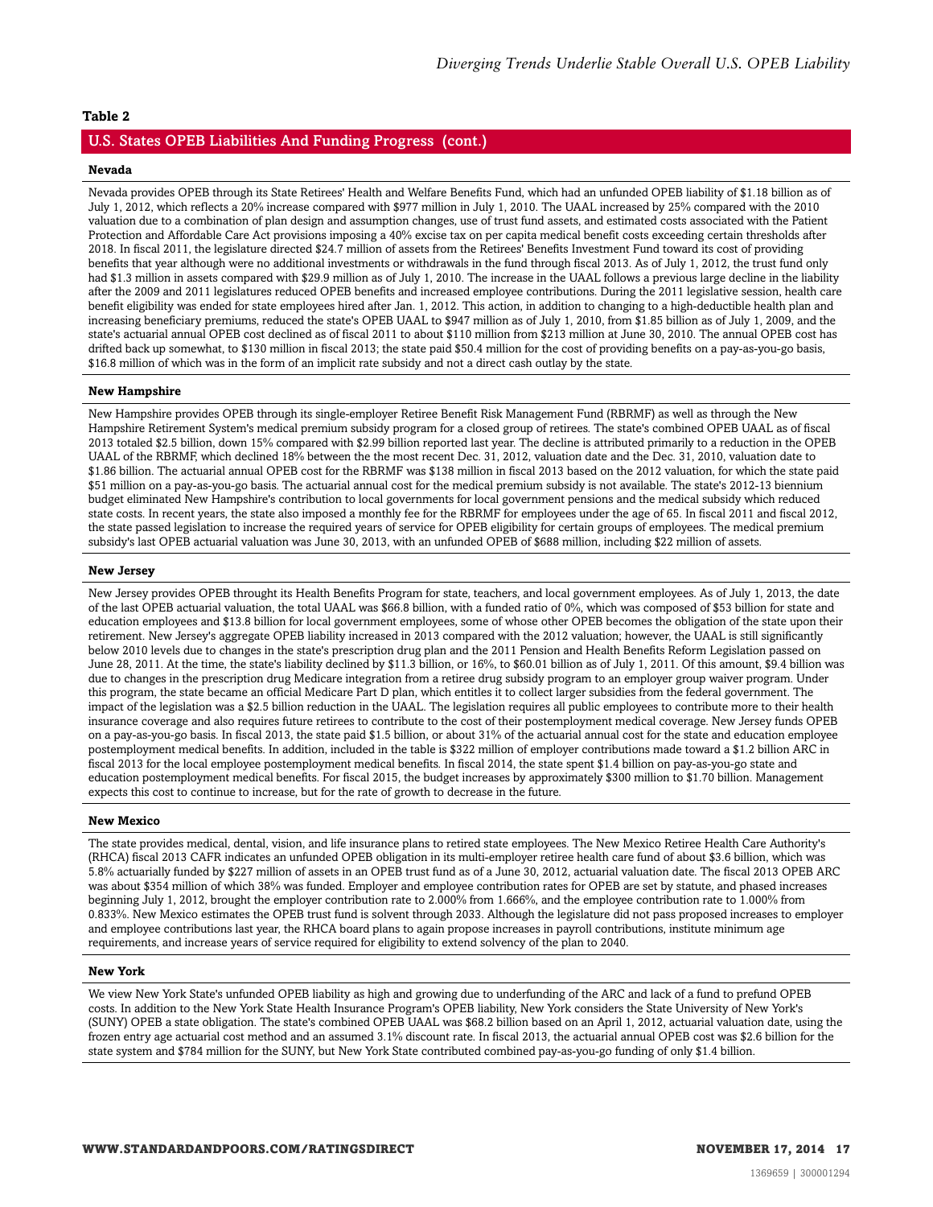**Table 2**

## U.S. States OPEB Liabilities And Funding Progress (cont.)

**Nevada**

Nevada provides OPEB through its State Retirees' Health and Welfare Benefits Fund, which had an unfunded OPEB liability of $1.18 billion as of July 1, 2012, which reflects a 20% increase compared with $977 million in July 1, 2010. The UAAL increased by 25% compared with the 2010 valuation due to a combination of plan design and assumption changes, use of trust fund assets, and estimated costs associated with the Patient Protection and Affordable Care Act provisions imposing a 40% excise tax on per capita medical benefit costs exceeding certain thresholds after 2018. In fiscal 2011, the legislature directed $24.7 million of assets from the Retirees' Benefits Investment Fund toward its cost of providing benefits that year although were no additional investments or withdrawals in the fund through fiscal 2013. As of July 1, 2012, the trust fund only had $1.3 million in assets compared with $29.9 million as of July 1, 2010. The increase in the UAAL follows a previous large decline in the liability after the 2009 and 2011 legislatures reduced OPEB benefits and increased employee contributions. During the 2011 legislative session, health care benefit eligibility was ended for state employees hired after Jan. 1, 2012. This action, in addition to changing to a high-deductible health plan and increasing beneficiary premiums, reduced the state's OPEB UAAL to $947 million as of July 1, 2010, from $1.85 billion as of July 1, 2009, and the state's actuarial annual OPEB cost declined as of fiscal 2011 to about $110 million from $213 million at June 30, 2010. The annual OPEB cost has drifted back up somewhat, to $130 million in fiscal 2013; the state paid $50.4 million for the cost of providing benefits on a pay-as-you-go basis, $16.8 million of which was in the form of an implicit rate subsidy and not a direct cash outlay by the state.

**New Hampshire**

New Hampshire provides OPEB through its single-employer Retiree Benefit Risk Management Fund (RBRMF) as well as through the New Hampshire Retirement System's medical premium subsidy program for a closed group of retirees. The state's combined OPEB UAAL as of fiscal 2013 totaled $2.5 billion, down 15% compared with $2.99 billion reported last year. The decline is attributed primarily to a reduction in the OPEB UAAL of the RBRMF, which declined 18% between the the most recent Dec. 31, 2012, valuation date and the Dec. 31, 2010, valuation date to $1.86 billion. The actuarial annual OPEB cost for the RBRMF was $138 million in fiscal 2013 based on the 2012 valuation, for which the state paid $51 million on a pay-as-you-go basis. The actuarial annual cost for the medical premium subsidy is not available. The state's 2012-13 biennium budget eliminated New Hampshire's contribution to local governments for local government pensions and the medical subsidy which reduced state costs. In recent years, the state also imposed a monthly fee for the RBRMF for employees under the age of 65. In fiscal 2011 and fiscal 2012, the state passed legislation to increase the required years of service for OPEB eligibility for certain groups of employees. The medical premium subsidy's last OPEB actuarial valuation was June 30, 2013, with an unfunded OPEB of $688 million, including $22 million of assets.

**New Jersey**

New Jersey provides OPEB throught its Health Benefits Program for state, teachers, and local government employees. As of July 1, 2013, the date of the last OPEB actuarial valuation, the total UAAL was $66.8 billion, with a funded ratio of 0%, which was composed of $53 billion for state and education employees and $13.8 billion for local government employees, some of whose other OPEB becomes the obligation of the state upon their retirement. New Jersey's aggregate OPEB liability increased in 2013 compared with the 2012 valuation; however, the UAAL is still significantly below 2010 levels due to changes in the state's prescription drug plan and the 2011 Pension and Health Benefits Reform Legislation passed on June 28, 2011. At the time, the state's liability declined by $11.3 billion, or 16%, to $60.01 billion as of July 1, 2011. Of this amount, $9.4 billion was due to changes in the prescription drug Medicare integration from a retiree drug subsidy program to an employer group waiver program. Under this program, the state became an official Medicare Part D plan, which entitles it to collect larger subsidies from the federal government. The impact of the legislation was a $2.5 billion reduction in the UAAL. The legislation requires all public employees to contribute more to their health insurance coverage and also requires future retirees to contribute to the cost of their postemployment medical coverage. New Jersey funds OPEB on a pay-as-you-go basis. In fiscal 2013, the state paid $1.5 billion, or about 31% of the actuarial annual cost for the state and education employee postemployment medical benefits. In addition, included in the table is $322 million of employer contributions made toward a $1.2 billion ARC in fiscal 2013 for the local employee postemployment medical benefits. In fiscal 2014, the state spent $1.4 billion on pay-as-you-go state and education postemployment medical benefits. For fiscal 2015, the budget increases by approximately $300 million to $1.70 billion. Management expects this cost to continue to increase, but for the rate of growth to decrease in the future.

**New Mexico**

The state provides medical, dental, vision, and life insurance plans to retired state employees. The New Mexico Retiree Health Care Authority's (RHCA) fiscal 2013 CAFR indicates an unfunded OPEB obligation in its multi-employer retiree health care fund of about $3.6 billion, which was 5.8% actuarially funded by $227 million of assets in an OPEB trust fund as of a June 30, 2012, actuarial valuation date. The fiscal 2013 OPEB ARC was about $354 million of which 38% was funded. Employer and employee contribution rates for OPEB are set by statute, and phased increases beginning July 1, 2012, brought the employer contribution rate to 2.000% from 1.666%, and the employee contribution rate to 1.000% from 0.833%. New Mexico estimates the OPEB trust fund is solvent through 2033. Although the legislature did not pass proposed increases to employer and employee contributions last year, the RHCA board plans to again propose increases in payroll contributions, institute minimum age requirements, and increase years of service required for eligibility to extend solvency of the plan to 2040.

**New York**

We view New York State's unfunded OPEB liability as high and growing due to underfunding of the ARC and lack of a fund to prefund OPEB costs. In addition to the New York State Health Insurance Program's OPEB liability, New York considers the State University of New York's (SUNY) OPEB a state obligation. The state's combined OPEB UAAL was $68.2 billion based on an April 1, 2012, actuarial valuation date, using the frozen entry age actuarial cost method and an assumed 3.1% discount rate. In fiscal 2013, the actuarial annual OPEB cost was $2.6 billion for the state system and $784 million for the SUNY, but New York State contributed combined pay-as-you-go funding of only $1.4 billion.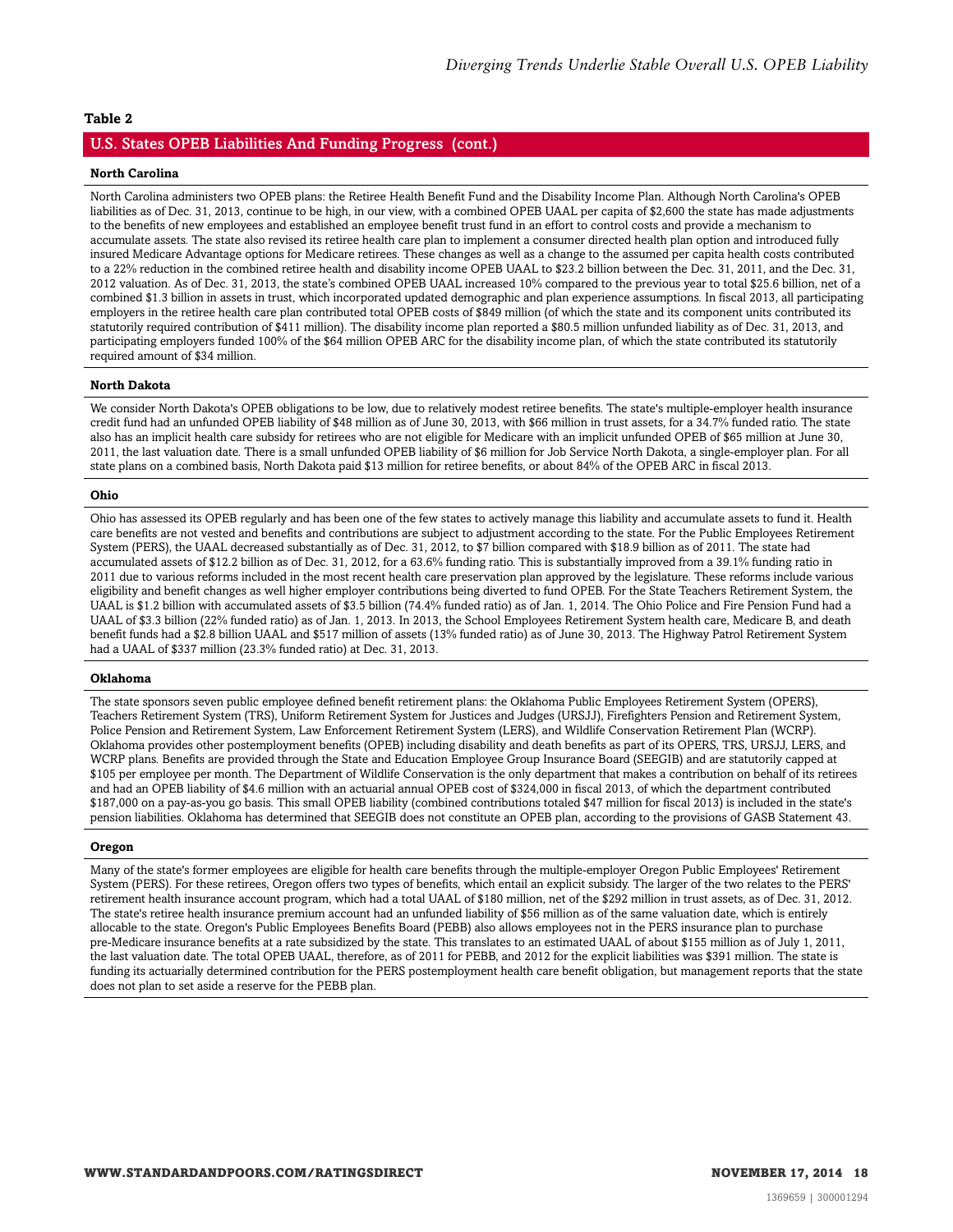**Table 2**

## U.S. States OPEB Liabilities And Funding Progress (cont.)

**North Carolina**

North Carolina administers two OPEB plans: the Retiree Health Benefit Fund and the Disability Income Plan. Although North Carolina's OPEB liabilities as of Dec. 31, 2013, continue to be high, in our view, with a combined OPEB UAAL per capita of $2,600 the state has made adjustments to the benefits of new employees and established an employee benefit trust fund in an effort to control costs and provide a mechanism to accumulate assets. The state also revised its retiree health care plan to implement a consumer directed health plan option and introduced fully insured Medicare Advantage options for Medicare retirees. These changes as well as a change to the assumed per capita health costs contributed to a 22% reduction in the combined retiree health and disability income OPEB UAAL to $23.2 billion between the Dec. 31, 2011, and the Dec. 31, 2012 valuation. As of Dec. 31, 2013, the state's combined OPEB UAAL increased 10% compared to the previous year to total $25.6 billion, net of a combined $1.3 billion in assets in trust, which incorporated updated demographic and plan experience assumptions. In fiscal 2013, all participating employers in the retiree health care plan contributed total OPEB costs of $849 million (of which the state and its component units contributed its statutorily required contribution of $411 million). The disability income plan reported a $80.5 million unfunded liability as of Dec. 31, 2013, and participating employers funded 100% of the $64 million OPEB ARC for the disability income plan, of which the state contributed its statutorily required amount of $34 million.

**North Dakota**

We consider North Dakota's OPEB obligations to be low, due to relatively modest retiree benefits. The state's multiple-employer health insurance credit fund had an unfunded OPEB liability of $48 million as of June 30, 2013, with $66 million in trust assets, for a 34.7% funded ratio. The state also has an implicit health care subsidy for retirees who are not eligible for Medicare with an implicit unfunded OPEB of $65 million at June 30, 2011, the last valuation date. There is a small unfunded OPEB liability of $6 million for Job Service North Dakota, a single-employer plan. For all state plans on a combined basis, North Dakota paid $13 million for retiree benefits, or about 84% of the OPEB ARC in fiscal 2013.

**Ohio**

Ohio has assessed its OPEB regularly and has been one of the few states to actively manage this liability and accumulate assets to fund it. Health care benefits are not vested and benefits and contributions are subject to adjustment according to the state. For the Public Employees Retirement System (PERS), the UAAL decreased substantially as of Dec. 31, 2012, to $7 billion compared with $18.9 billion as of 2011. The state had accumulated assets of $12.2 billion as of Dec. 31, 2012, for a 63.6% funding ratio. This is substantially improved from a 39.1% funding ratio in 2011 due to various reforms included in the most recent health care preservation plan approved by the legislature. These reforms include various eligibility and benefit changes as well higher employer contributions being diverted to fund OPEB. For the State Teachers Retirement System, the UAAL is $1.2 billion with accumulated assets of $3.5 billion (74.4% funded ratio) as of Jan. 1, 2014. The Ohio Police and Fire Pension Fund had a UAAL of $3.3 billion (22% funded ratio) as of Jan. 1, 2013. In 2013, the School Employees Retirement System health care, Medicare B, and death benefit funds had a $2.8 billion UAAL and $517 million of assets (13% funded ratio) as of June 30, 2013. The Highway Patrol Retirement System had a UAAL of $337 million (23.3% funded ratio) at Dec. 31, 2013.

**Oklahoma**

The state sponsors seven public employee defined benefit retirement plans: the Oklahoma Public Employees Retirement System (OPERS), Teachers Retirement System (TRS), Uniform Retirement System for Justices and Judges (URSJJ), Firefighters Pension and Retirement System, Police Pension and Retirement System, Law Enforcement Retirement System (LERS), and Wildlife Conservation Retirement Plan (WCRP). Oklahoma provides other postemployment benefits (OPEB) including disability and death benefits as part of its OPERS, TRS, URSJJ, LERS, and WCRP plans. Benefits are provided through the State and Education Employee Group Insurance Board (SEEGIB) and are statutorily capped at $105 per employee per month. The Department of Wildlife Conservation is the only department that makes a contribution on behalf of its retirees and had an OPEB liability of $4.6 million with an actuarial annual OPEB cost of $324,000 in fiscal 2013, of which the department contributed $187,000 on a pay-as-you go basis. This small OPEB liability (combined contributions totaled $47 million for fiscal 2013) is included in the state's pension liabilities. Oklahoma has determined that SEEGIB does not constitute an OPEB plan, according to the provisions of GASB Statement 43.

**Oregon**

Many of the state's former employees are eligible for health care benefits through the multiple-employer Oregon Public Employees' Retirement System (PERS). For these retirees, Oregon offers two types of benefits, which entail an explicit subsidy. The larger of the two relates to the PERS' retirement health insurance account program, which had a total UAAL of $180 million, net of the $292 million in trust assets, as of Dec. 31, 2012. The state's retiree health insurance premium account had an unfunded liability of $56 million as of the same valuation date, which is entirely allocable to the state. Oregon's Public Employees Benefits Board (PEBB) also allows employees not in the PERS insurance plan to purchase pre-Medicare insurance benefits at a rate subsidized by the state. This translates to an estimated UAAL of about $155 million as of July 1, 2011, the last valuation date. The total OPEB UAAL, therefore, as of 2011 for PEBB, and 2012 for the explicit liabilities was $391 million. The state is funding its actuarially determined contribution for the PERS postemployment health care benefit obligation, but management reports that the state does not plan to set aside a reserve for the PEBB plan.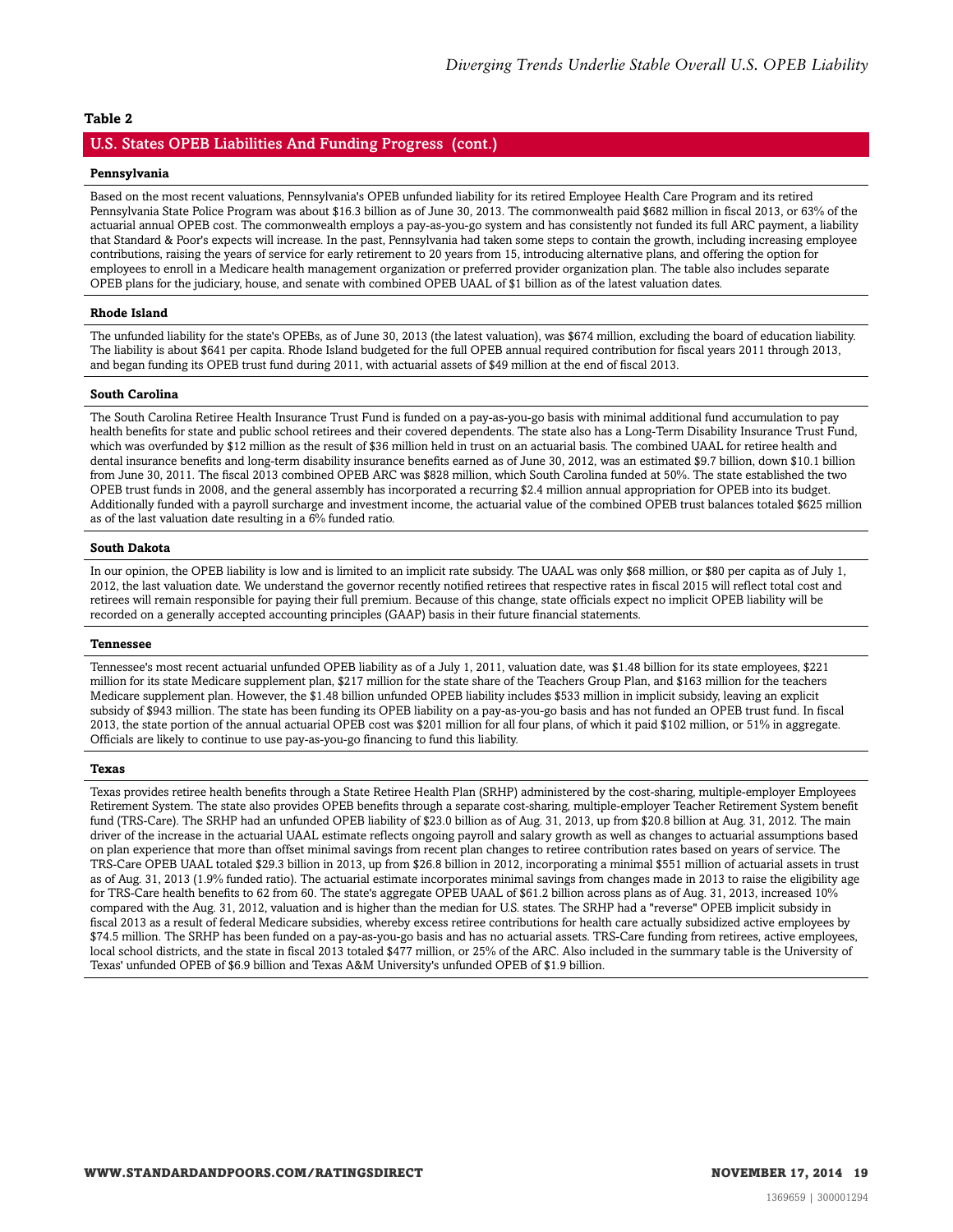**Table 2**

## U.S. States OPEB Liabilities And Funding Progress (cont.)

**Pennsylvania**

Based on the most recent valuations, Pennsylvania's OPEB unfunded liability for its retired Employee Health Care Program and its retired Pennsylvania State Police Program was about $16.3 billion as of June 30, 2013. The commonwealth paid $682 million in fiscal 2013, or 63% of the actuarial annual OPEB cost. The commonwealth employs a pay-as-you-go system and has consistently not funded its full ARC payment, a liability that Standard & Poor's expects will increase. In the past, Pennsylvania had taken some steps to contain the growth, including increasing employee contributions, raising the years of service for early retirement to 20 years from 15, introducing alternative plans, and offering the option for employees to enroll in a Medicare health management organization or preferred provider organization plan. The table also includes separate OPEB plans for the judiciary, house, and senate with combined OPEB UAAL of $1 billion as of the latest valuation dates.

**Rhode Island**

The unfunded liability for the state's OPEBs, as of June 30, 2013 (the latest valuation), was $674 million, excluding the board of education liability. The liability is about $641 per capita. Rhode Island budgeted for the full OPEB annual required contribution for fiscal years 2011 through 2013, and began funding its OPEB trust fund during 2011, with actuarial assets of $49 million at the end of fiscal 2013.

**South Carolina**

The South Carolina Retiree Health Insurance Trust Fund is funded on a pay-as-you-go basis with minimal additional fund accumulation to pay health benefits for state and public school retirees and their covered dependents. The state also has a Long-Term Disability Insurance Trust Fund, which was overfunded by $12 million as the result of $36 million held in trust on an actuarial basis. The combined UAAL for retiree health and dental insurance benefits and long-term disability insurance benefits earned as of June 30, 2012, was an estimated $9.7 billion, down $10.1 billion from June 30, 2011. The fiscal 2013 combined OPEB ARC was $828 million, which South Carolina funded at 50%. The state established the two OPEB trust funds in 2008, and the general assembly has incorporated a recurring $2.4 million annual appropriation for OPEB into its budget. Additionally funded with a payroll surcharge and investment income, the actuarial value of the combined OPEB trust balances totaled $625 million as of the last valuation date resulting in a 6% funded ratio.

**South Dakota**

In our opinion, the OPEB liability is low and is limited to an implicit rate subsidy. The UAAL was only $68 million, or $80 per capita as of July 1, 2012, the last valuation date. We understand the governor recently notified retirees that respective rates in fiscal 2015 will reflect total cost and retirees will remain responsible for paying their full premium. Because of this change, state officials expect no implicit OPEB liability will be recorded on a generally accepted accounting principles (GAAP) basis in their future financial statements.

**Tennessee**

Tennessee's most recent actuarial unfunded OPEB liability as of a July 1, 2011, valuation date, was $1.48 billion for its state employees, $221 million for its state Medicare supplement plan, $217 million for the state share of the Teachers Group Plan, and $163 million for the teachers Medicare supplement plan. However, the $1.48 billion unfunded OPEB liability includes $533 million in implicit subsidy, leaving an explicit subsidy of $943 million. The state has been funding its OPEB liability on a pay-as-you-go basis and has not funded an OPEB trust fund. In fiscal 2013, the state portion of the annual actuarial OPEB cost was $201 million for all four plans, of which it paid $102 million, or 51% in aggregate. Officials are likely to continue to use pay-as-you-go financing to fund this liability.

**Texas**

Texas provides retiree health benefits through a State Retiree Health Plan (SRHP) administered by the cost-sharing, multiple-employer Employees Retirement System. The state also provides OPEB benefits through a separate cost-sharing, multiple-employer Teacher Retirement System benefit fund (TRS-Care). The SRHP had an unfunded OPEB liability of $23.0 billion as of Aug. 31, 2013, up from $20.8 billion at Aug. 31, 2012. The main driver of the increase in the actuarial UAAL estimate reflects ongoing payroll and salary growth as well as changes to actuarial assumptions based on plan experience that more than offset minimal savings from recent plan changes to retiree contribution rates based on years of service. The TRS-Care OPEB UAAL totaled $29.3 billion in 2013, up from $26.8 billion in 2012, incorporating a minimal $551 million of actuarial assets in trust as of Aug. 31, 2013 (1.9% funded ratio). The actuarial estimate incorporates minimal savings from changes made in 2013 to raise the eligibility age for TRS-Care health benefits to 62 from 60. The state's aggregate OPEB UAAL of $61.2 billion across plans as of Aug. 31, 2013, increased 10% compared with the Aug. 31, 2012, valuation and is higher than the median for U.S. states. The SRHP had a "reverse" OPEB implicit subsidy in fiscal 2013 as a result of federal Medicare subsidies, whereby excess retiree contributions for health care actually subsidized active employees by $74.5 million. The SRHP has been funded on a pay-as-you-go basis and has no actuarial assets. TRS-Care funding from retirees, active employees, local school districts, and the state in fiscal 2013 totaled $477 million, or 25% of the ARC. Also included in the summary table is the University of Texas' unfunded OPEB of $6.9 billion and Texas A&M University's unfunded OPEB of $1.9 billion.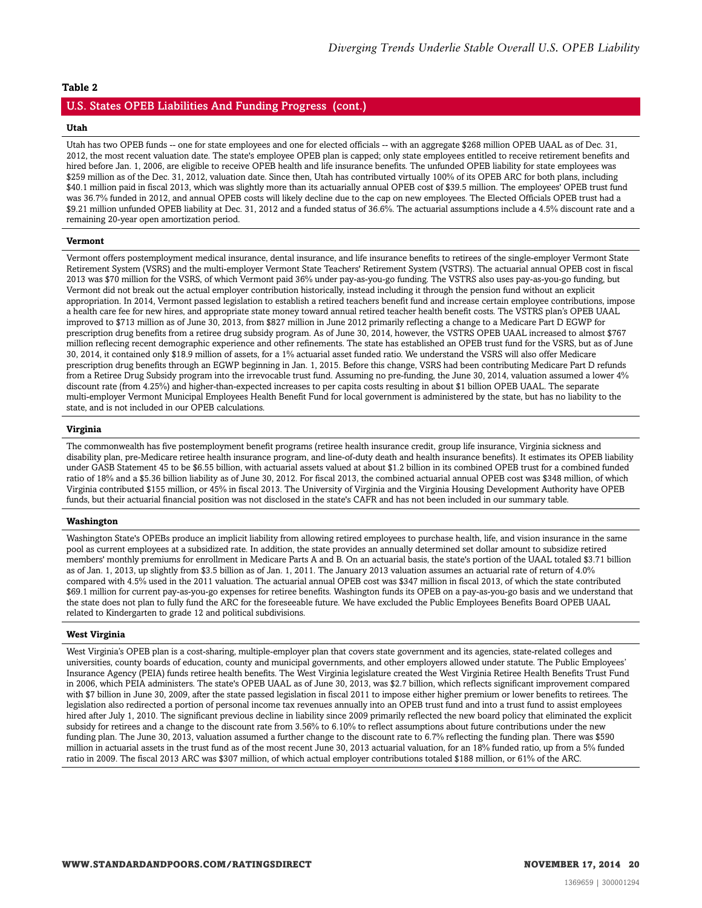**Table 2**

**U.S. States OPEB Liabilities And Funding Progress (cont.)**

**Utah**

Utah has two OPEB funds -- one for state employees and one for elected officials -- with an aggregate $268 million OPEB UAAL as of Dec. 31, 2012, the most recent valuation date. The state's employee OPEB plan is capped; only state employees entitled to receive retirement benefits and hired before Jan. 1, 2006, are eligible to receive OPEB health and life insurance benefits. The unfunded OPEB liability for state employees was $259 million as of the Dec. 31, 2012, valuation date. Since then, Utah has contributed virtually 100% of its OPEB ARC for both plans, including $40.1 million paid in fiscal 2013, which was slightly more than its actuarially annual OPEB cost of $39.5 million. The employees' OPEB trust fund was 36.7% funded in 2012, and annual OPEB costs will likely decline due to the cap on new employees. The Elected Officials OPEB trust had a $9.21 million unfunded OPEB liability at Dec. 31, 2012 and a funded status of 36.6%. The actuarial assumptions include a 4.5% discount rate and a remaining 20-year open amortization period.

**Vermont**

Vermont offers postemployment medical insurance, dental insurance, and life insurance benefits to retirees of the single-employer Vermont State Retirement System (VSRS) and the multi-employer Vermont State Teachers' Retirement System (VSTRS). The actuarial annual OPEB cost in fiscal 2013 was $70 million for the VSRS, of which Vermont paid 36% under pay-as-you-go funding. The VSTRS also uses pay-as-you-go funding, but Vermont did not break out the actual employer contribution historically, instead including it through the pension fund without an explicit appropriation. In 2014, Vermont passed legislation to establish a retired teachers benefit fund and increase certain employee contributions, impose a health care fee for new hires, and appropriate state money toward annual retired teacher health benefit costs. The VSTRS plan's OPEB UAAL improved to $713 million as of June 30, 2013, from $827 million in June 2012 primarily reflecting a change to a Medicare Part D EGWP for prescription drug benefits from a retiree drug subsidy program. As of June 30, 2014, however, the VSTRS OPEB UAAL increased to almost $767 million reflecting recent demographic experience and other refinements. The state has established an OPEB trust fund for the VSRS, but as of June 30, 2014, it contained only $18.9 million of assets, for a 1% actuarial asset funded ratio. We understand the VSRS will also offer Medicare prescription drug benefits through an EGWP beginning in Jan. 1, 2015. Before this change, VSRS had been contributing Medicare Part D refunds from a Retiree Drug Subsidy program into the irrevocable trust fund. Assuming no pre-funding, the June 30, 2014, valuation assumed a lower 4% discount rate (from 4.25%) and higher-than-expected increases to per capita costs resulting in about $1 billion OPEB UAAL. The separate multi-employer Vermont Municipal Employees Health Benefit Fund for local government is administered by the state, but has no liability to the state, and is not included in our OPEB calculations.

**Virginia**

The commonwealth has five postemployment benefit programs (retiree health insurance credit, group life insurance, Virginia sickness and disability plan, pre-Medicare retiree health insurance program, and line-of-duty death and health insurance benefits). It estimates its OPEB liability under GASB Statement 45 to be $6.55 billion, with actuarial assets valued at about $1.2 billion in its combined OPEB trust for a combined funded ratio of 18% and a $5.36 billion liability as of June 30, 2012. For fiscal 2013, the combined actuarial annual OPEB cost was $348 million, of which Virginia contributed $155 million, or 45% in fiscal 2013. The University of Virginia and the Virginia Housing Development Authority have OPEB funds, but their actuarial financial position was not disclosed in the state's CAFR and has not been included in our summary table.

**Washington**

Washington State's OPEBs produce an implicit liability from allowing retired employees to purchase health, life, and vision insurance in the same pool as current employees at a subsidized rate. In addition, the state provides an annually determined set dollar amount to subsidize retired members' monthly premiums for enrollment in Medicare Parts A and B. On an actuarial basis, the state's portion of the UAAL totaled $3.71 billion as of Jan. 1, 2013, up slightly from $3.5 billion as of Jan. 1, 2011. The January 2013 valuation assumes an actuarial rate of return of 4.0% compared with 4.5% used in the 2011 valuation. The actuarial annual OPEB cost was $347 million in fiscal 2013, of which the state contributed $69.1 million for current pay-as-you-go expenses for retiree benefits. Washington funds its OPEB on a pay-as-you-go basis and we understand that the state does not plan to fully fund the ARC for the foreseeable future. We have excluded the Public Employees Benefits Board OPEB UAAL related to Kindergarten to grade 12 and political subdivisions.

**West Virginia**

West Virginia's OPEB plan is a cost-sharing, multiple-employer plan that covers state government and its agencies, state-related colleges and universities, county boards of education, county and municipal governments, and other employers allowed under statute. The Public Employees' Insurance Agency (PEIA) funds retiree health benefits. The West Virginia legislature created the West Virginia Retiree Health Benefits Trust Fund in 2006, which PEIA administers. The state's OPEB UAAL as of June 30, 2013, was $2.7 billion, which reflects significant improvement compared with $7 billion in June 30, 2009, after the state passed legislation in fiscal 2011 to impose either higher premium or lower benefits to retirees. The legislation also redirected a portion of personal income tax revenues annually into an OPEB trust fund and into a trust fund to assist employees hired after July 1, 2010. The significant previous decline in liability since 2009 primarily reflected the new board policy that eliminated the explicit subsidy for retirees and a change to the discount rate from 3.56% to 6.10% to reflect assumptions about future contributions under the new funding plan. The June 30, 2013, valuation assumed a further change to the discount rate to 6.7% reflecting the funding plan. There was $590 million in actuarial assets in the trust fund as of the most recent June 30, 2013 actuarial valuation, for an 18% funded ratio, up from a 5% funded ratio in 2009. The fiscal 2013 ARC was $307 million, of which actual employer contributions totaled $188 million, or 61% of the ARC.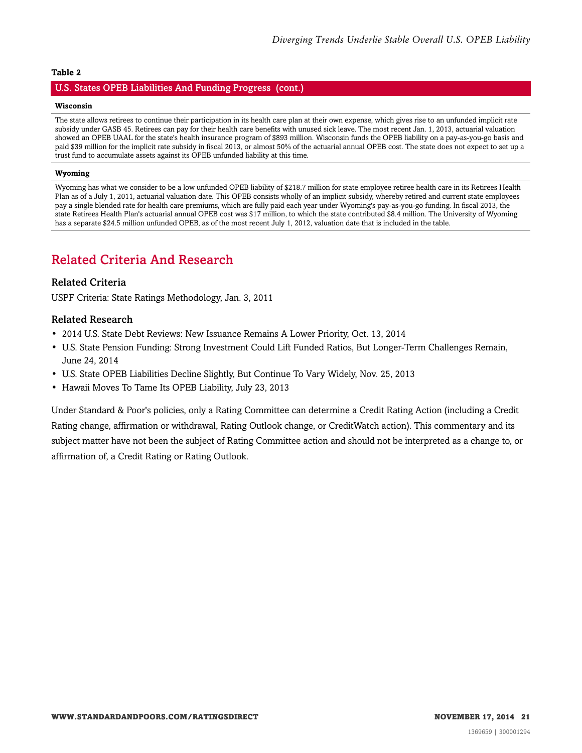**Table 2**

**U.S. States OPEB Liabilities And Funding Progress (cont.)**

**Wisconsin**

The state allows retirees to continue their participation in its health care plan at their own expense, which gives rise to an unfunded implicit rate subsidy under GASB 45. Retirees can pay for their health care benefits with unused sick leave. The most recent Jan. 1, 2013, actuarial valuation showed an OPEB UAAL for the state's health insurance program of $893 million. Wisconsin funds the OPEB liability on a pay-as-you-go basis and paid $39 million for the implicit rate subsidy in fiscal 2013, or almost 50% of the actuarial annual OPEB cost. The state does not expect to set up a trust fund to accumulate assets against its OPEB unfunded liability at this time.

**Wyoming**

Wyoming has what we consider to be a low unfunded OPEB liability of $218.7 million for state employee retiree health care in its Retirees Health Plan as of a July 1, 2011, actuarial valuation date. This OPEB consists wholly of an implicit subsidy, whereby retired and current state employees pay a single blended rate for health care premiums, which are fully paid each year under Wyoming's pay-as-you-go funding. In fiscal 2013, the state Retirees Health Plan's actuarial annual OPEB cost was $17 million, to which the state contributed $8.4 million. The University of Wyoming has a separate $24.5 million unfunded OPEB, as of the most recent July 1, 2012, valuation date that is included in the table.

## Related Criteria And Research

### Related Criteria

USPF Criteria: State Ratings Methodology, Jan. 3, 2011

### Related Research

- 2014 U.S. State Debt Reviews: New Issuance Remains A Lower Priority, Oct. 13, 2014
- U.S. State Pension Funding: Strong Investment Could Lift Funded Ratios, But Longer-Term Challenges Remain, June 24, 2014
- U.S. State OPEB Liabilities Decline Slightly, But Continue To Vary Widely, Nov. 25, 2013
- Hawaii Moves To Tame Its OPEB Liability, July 23, 2013

Under Standard & Poor's policies, only a Rating Committee can determine a Credit Rating Action (including a Credit Rating change, affirmation or withdrawal, Rating Outlook change, or CreditWatch action). This commentary and its subject matter have not been the subject of Rating Committee action and should not be interpreted as a change to, or affirmation of, a Credit Rating or Rating Outlook.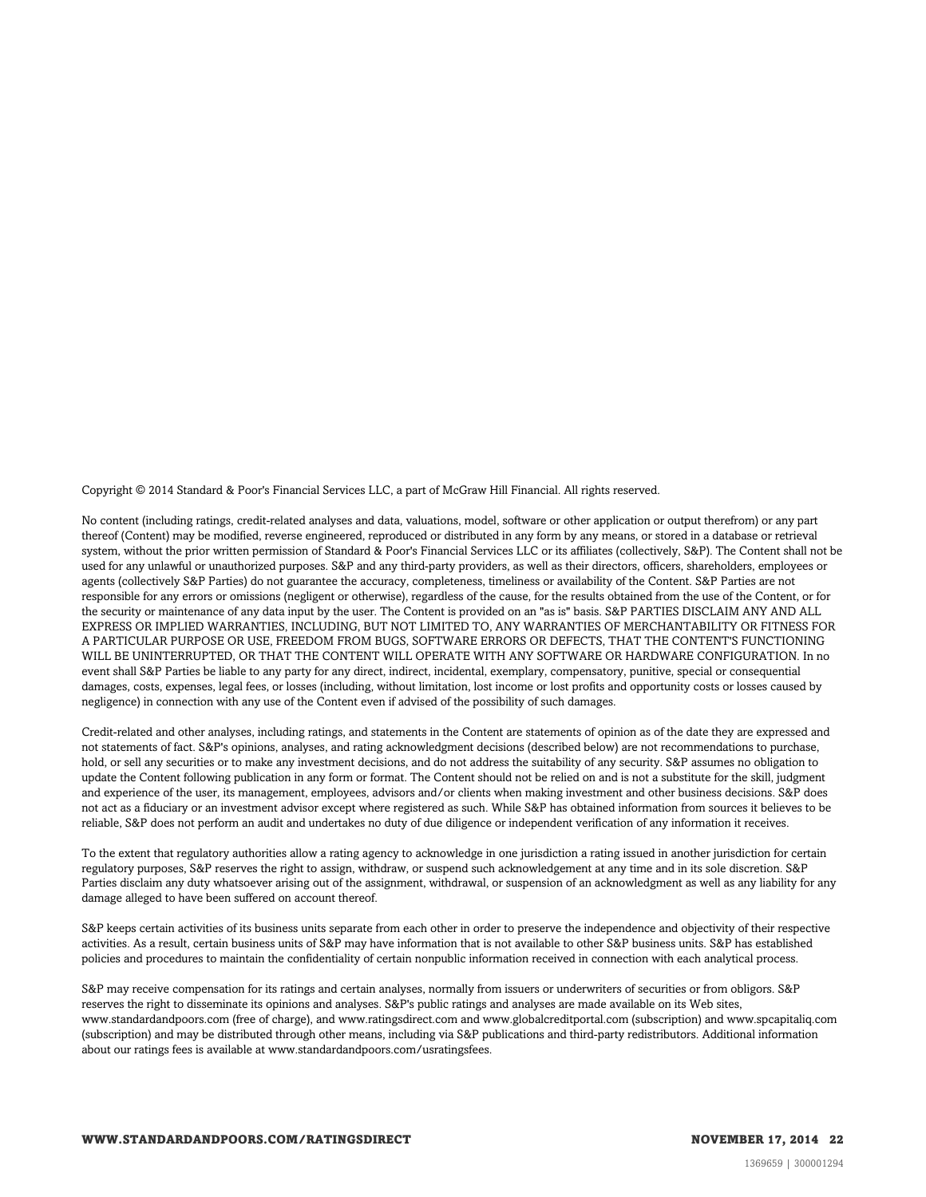Copyright © 2014 Standard & Poor's Financial Services LLC, a part of McGraw Hill Financial. All rights reserved.

No content (including ratings, credit-related analyses and data, valuations, model, software or other application or output therefrom) or any part thereof (Content) may be modified, reverse engineered, reproduced or distributed in any form by any means, or stored in a database or retrieval system, without the prior written permission of Standard & Poor's Financial Services LLC or its affiliates (collectively, S&P). The Content shall not be used for any unlawful or unauthorized purposes. S&P and any third-party providers, as well as their directors, officers, shareholders, employees or agents (collectively S&P Parties) do not guarantee the accuracy, completeness, timeliness or availability of the Content. S&P Parties are not responsible for any errors or omissions (negligent or otherwise), regardless of the cause, for the results obtained from the use of the Content, or for the security or maintenance of any data input by the user. The Content is provided on an "as is" basis. S&P PARTIES DISCLAIM ANY AND ALL EXPRESS OR IMPLIED WARRANTIES, INCLUDING, BUT NOT LIMITED TO, ANY WARRANTIES OF MERCHANTABILITY OR FITNESS FOR A PARTICULAR PURPOSE OR USE, FREEDOM FROM BUGS, SOFTWARE ERRORS OR DEFECTS, THAT THE CONTENT'S FUNCTIONING WILL BE UNINTERRUPTED, OR THAT THE CONTENT WILL OPERATE WITH ANY SOFTWARE OR HARDWARE CONFIGURATION. In no event shall S&P Parties be liable to any party for any direct, indirect, incidental, exemplary, compensatory, punitive, special or consequential damages, costs, expenses, legal fees, or losses (including, without limitation, lost income or lost profits and opportunity costs or losses caused by negligence) in connection with any use of the Content even if advised of the possibility of such damages.

Credit-related and other analyses, including ratings, and statements in the Content are statements of opinion as of the date they are expressed and not statements of fact. S&P's opinions, analyses, and rating acknowledgment decisions (described below) are not recommendations to purchase, hold, or sell any securities or to make any investment decisions, and do not address the suitability of any security. S&P assumes no obligation to update the Content following publication in any form or format. The Content should not be relied on and is not a substitute for the skill, judgment and experience of the user, its management, employees, advisors and/or clients when making investment and other business decisions. S&P does not act as a fiduciary or an investment advisor except where registered as such. While S&P has obtained information from sources it believes to be reliable, S&P does not perform an audit and undertakes no duty of due diligence or independent verification of any information it receives.

To the extent that regulatory authorities allow a rating agency to acknowledge in one jurisdiction a rating issued in another jurisdiction for certain regulatory purposes, S&P reserves the right to assign, withdraw, or suspend such acknowledgement at any time and in its sole discretion. S&P Parties disclaim any duty whatsoever arising out of the assignment, withdrawal, or suspension of an acknowledgment as well as any liability for any damage alleged to have been suffered on account thereof.

S&P keeps certain activities of its business units separate from each other in order to preserve the independence and objectivity of their respective activities. As a result, certain business units of S&P may have information that is not available to other S&P business units. S&P has established policies and procedures to maintain the confidentiality of certain nonpublic information received in connection with each analytical process.

S&P may receive compensation for its ratings and certain analyses, normally from issuers or underwriters of securities or from obligors. S&P reserves the right to disseminate its opinions and analyses. S&P's public ratings and analyses are made available on its Web sites, www.standardandpoors.com (free of charge), and www.ratingsdirect.com and www.globalcreditportal.com (subscription) and www.spcapitaliq.com (subscription) and may be distributed through other means, including via S&P publications and third-party redistributors. Additional information about our ratings fees is available at www.standardandpoors.com/usratingsfees.